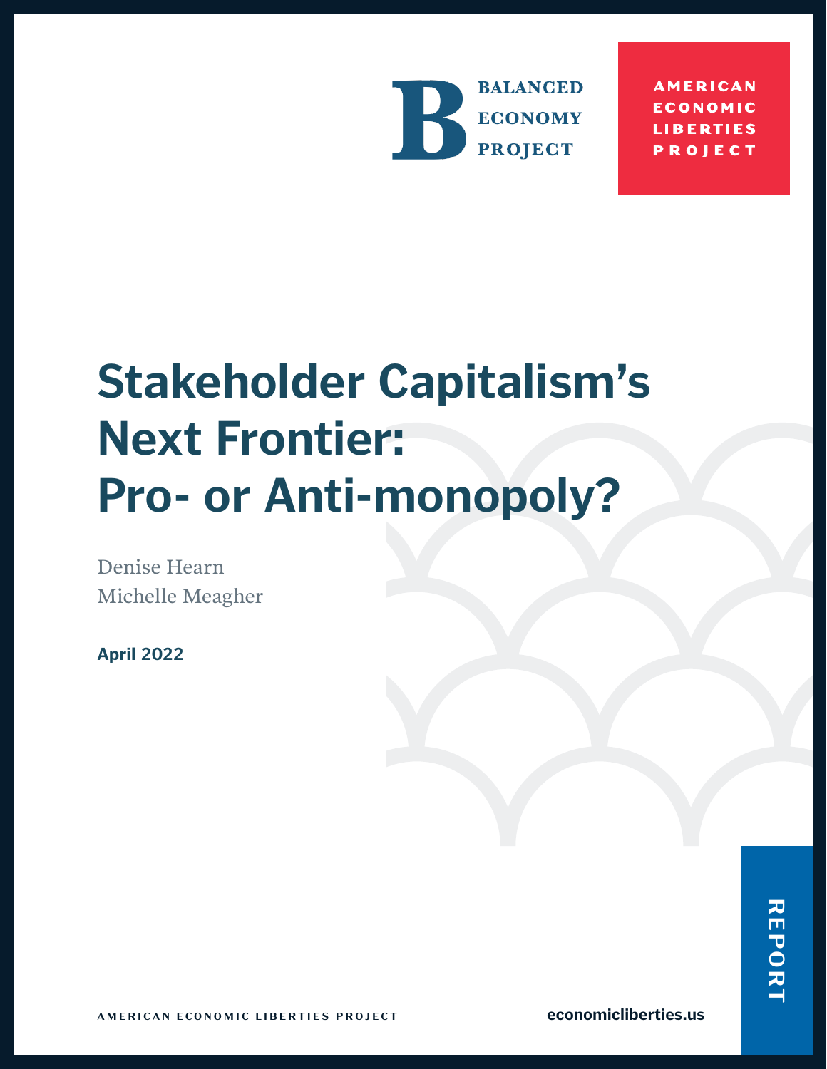BALANCED ECONOMY PROJECT

AMERICAN ECONOMIC LIBERTIES PROJECT

# Stakeholder Capitalism's Next Frontier: Pro- or Anti-monopoly?

Denise Hearn
Michelle Meagher

**April 2022**

REPORT

AMERICAN ECONOMIC LIBERTIES PROJECT

economicliberties.us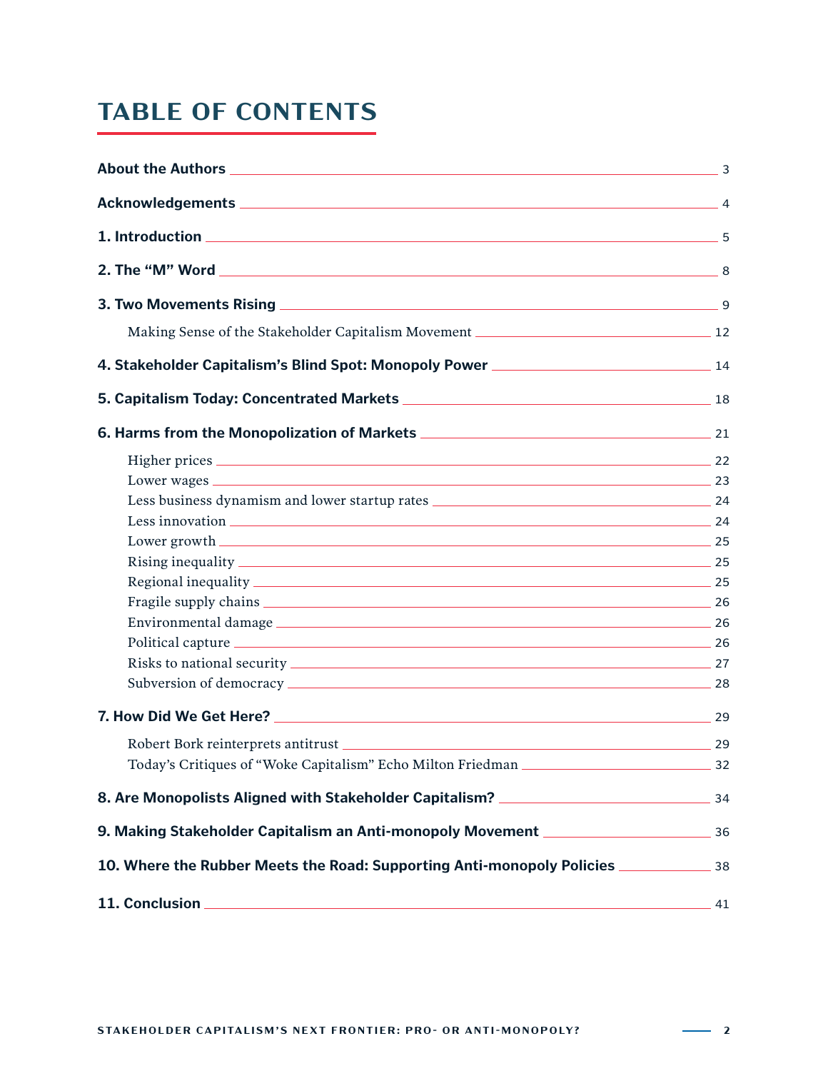# TABLE OF CONTENTS

**About the Authors** 3

**Acknowledgements** 4

**1. Introduction** 5

**2. The "M" Word** 8

**3. Two Movements Rising** 9

- Making Sense of the Stakeholder Capitalism Movement 12

**4. Stakeholder Capitalism's Blind Spot: Monopoly Power** 14

**5. Capitalism Today: Concentrated Markets** 18

**6. Harms from the Monopolization of Markets** 21

- Higher prices 22
- Lower wages 23
- Less business dynamism and lower startup rates 24
- Less innovation 24
- Lower growth 25
- Rising inequality 25
- Regional inequality 25
- Fragile supply chains 26
- Environmental damage 26
- Political capture 26
- Risks to national security 27
- Subversion of democracy 28

**7. How Did We Get Here?** 29

- Robert Bork reinterprets antitrust 29
- Today's Critiques of "Woke Capitalism" Echo Milton Friedman 32

**8. Are Monopolists Aligned with Stakeholder Capitalism?** 34

**9. Making Stakeholder Capitalism an Anti-monopoly Movement** 36

**10. Where the Rubber Meets the Road: Supporting Anti-monopoly Policies** 38

**11. Conclusion** 41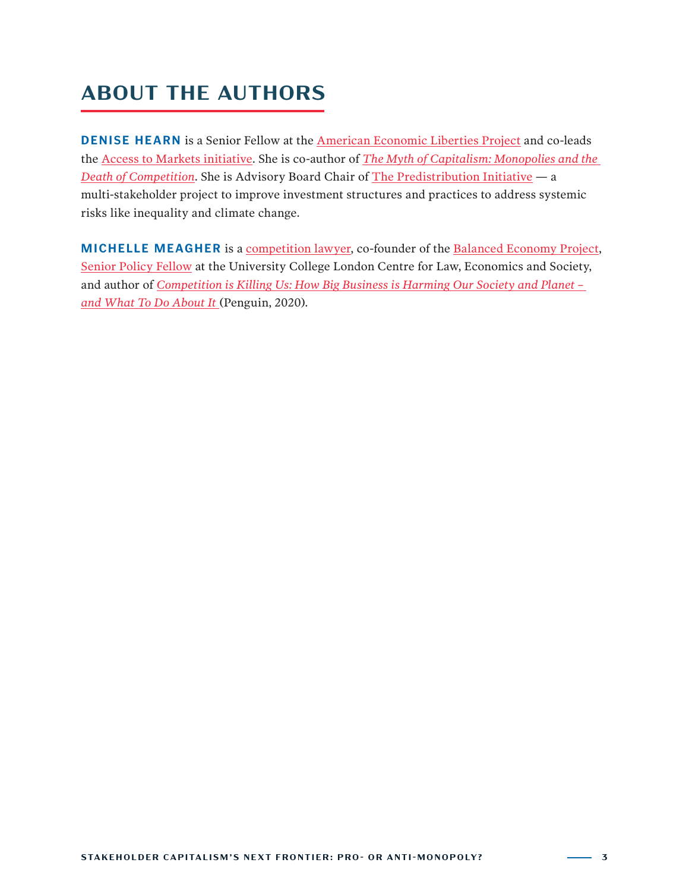# ABOUT THE AUTHORS

**DENISE HEARN** is a Senior Fellow at the American Economic Liberties Project and co-leads the Access to Markets initiative. She is co-author of *The Myth of Capitalism: Monopolies and the Death of Competition*. She is Advisory Board Chair of The Predistribution Initiative — a multi-stakeholder project to improve investment structures and practices to address systemic risks like inequality and climate change.

**MICHELLE MEAGHER** is a competition lawyer, co-founder of the Balanced Economy Project, Senior Policy Fellow at the University College London Centre for Law, Economics and Society, and author of *Competition is Killing Us: How Big Business is Harming Our Society and Planet – and What To Do About It* (Penguin, 2020).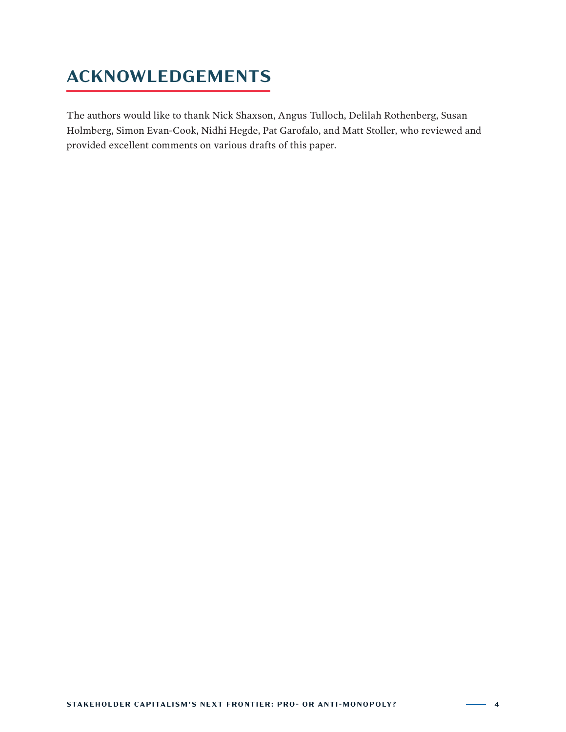# ACKNOWLEDGEMENTS

The authors would like to thank Nick Shaxson, Angus Tulloch, Delilah Rothenberg, Susan Holmberg, Simon Evan-Cook, Nidhi Hegde, Pat Garofalo, and Matt Stoller, who reviewed and provided excellent comments on various drafts of this paper.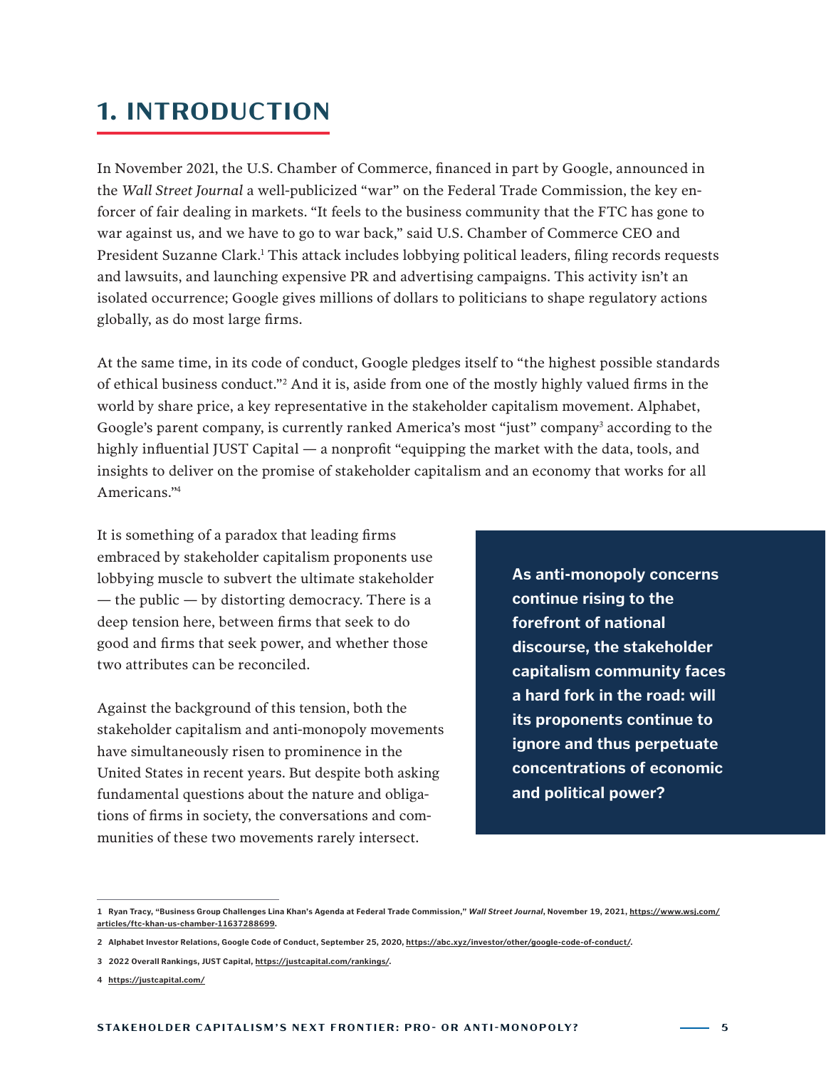# 1. INTRODUCTION

In November 2021, the U.S. Chamber of Commerce, financed in part by Google, announced in the *Wall Street Journal* a well-publicized "war" on the Federal Trade Commission, the key enforcer of fair dealing in markets. "It feels to the business community that the FTC has gone to war against us, and we have to go to war back," said U.S. Chamber of Commerce CEO and President Suzanne Clark.[1] This attack includes lobbying political leaders, filing records requests and lawsuits, and launching expensive PR and advertising campaigns. This activity isn't an isolated occurrence; Google gives millions of dollars to politicians to shape regulatory actions globally, as do most large firms.

At the same time, in its code of conduct, Google pledges itself to "the highest possible standards of ethical business conduct."[2] And it is, aside from one of the mostly highly valued firms in the world by share price, a key representative in the stakeholder capitalism movement. Alphabet, Google's parent company, is currently ranked America's most "just" company[3] according to the highly influential JUST Capital — a nonprofit "equipping the market with the data, tools, and insights to deliver on the promise of stakeholder capitalism and an economy that works for all Americans."[4]

It is something of a paradox that leading firms embraced by stakeholder capitalism proponents use lobbying muscle to subvert the ultimate stakeholder — the public — by distorting democracy. There is a deep tension here, between firms that seek to do good and firms that seek power, and whether those two attributes can be reconciled.

Against the background of this tension, both the stakeholder capitalism and anti-monopoly movements have simultaneously risen to prominence in the United States in recent years. But despite both asking fundamental questions about the nature and obligations of firms in society, the conversations and communities of these two movements rarely intersect.

**As anti-monopoly concerns continue rising to the forefront of national discourse, the stakeholder capitalism community faces a hard fork in the road: will its proponents continue to ignore and thus perpetuate concentrations of economic and political power?**

---

1 Ryan Tracy, "Business Group Challenges Lina Khan's Agenda at Federal Trade Commission," *Wall Street Journal*, November 19, 2021, https://www.wsj.com/articles/ftc-khan-us-chamber-11637288699.

2 Alphabet Investor Relations, Google Code of Conduct, September 25, 2020, https://abc.xyz/investor/other/google-code-of-conduct/.

3 2022 Overall Rankings, JUST Capital, https://justcapital.com/rankings/.

4 https://justcapital.com/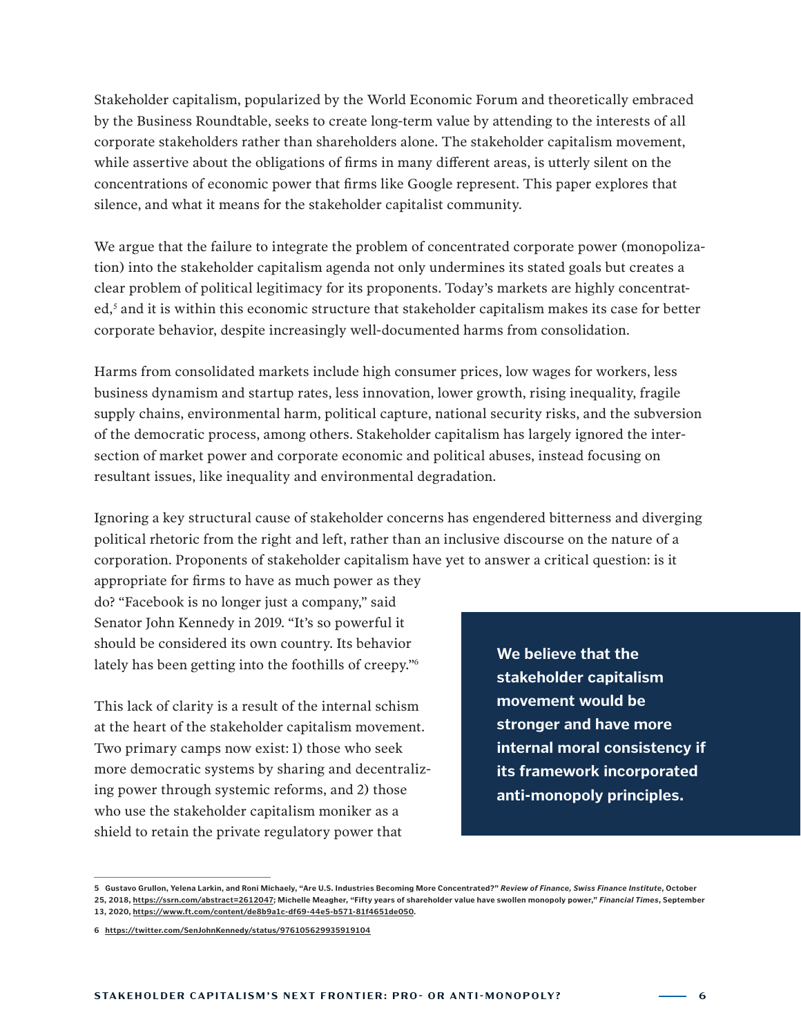Stakeholder capitalism, popularized by the World Economic Forum and theoretically embraced by the Business Roundtable, seeks to create long-term value by attending to the interests of all corporate stakeholders rather than shareholders alone. The stakeholder capitalism movement, while assertive about the obligations of firms in many different areas, is utterly silent on the concentrations of economic power that firms like Google represent. This paper explores that silence, and what it means for the stakeholder capitalist community.

We argue that the failure to integrate the problem of concentrated corporate power (monopolization) into the stakeholder capitalism agenda not only undermines its stated goals but creates a clear problem of political legitimacy for its proponents. Today's markets are highly concentrated,[5] and it is within this economic structure that stakeholder capitalism makes its case for better corporate behavior, despite increasingly well-documented harms from consolidation.

Harms from consolidated markets include high consumer prices, low wages for workers, less business dynamism and startup rates, less innovation, lower growth, rising inequality, fragile supply chains, environmental harm, political capture, national security risks, and the subversion of the democratic process, among others. Stakeholder capitalism has largely ignored the intersection of market power and corporate economic and political abuses, instead focusing on resultant issues, like inequality and environmental degradation.

Ignoring a key structural cause of stakeholder concerns has engendered bitterness and diverging political rhetoric from the right and left, rather than an inclusive discourse on the nature of a corporation. Proponents of stakeholder capitalism have yet to answer a critical question: is it appropriate for firms to have as much power as they do? "Facebook is no longer just a company," said Senator John Kennedy in 2019. "It's so powerful it should be considered its own country. Its behavior lately has been getting into the foothills of creepy."[6]

**We believe that the stakeholder capitalism movement would be stronger and have more internal moral consistency if its framework incorporated anti-monopoly principles.**

This lack of clarity is a result of the internal schism at the heart of the stakeholder capitalism movement. Two primary camps now exist: 1) those who seek more democratic systems by sharing and decentralizing power through systemic reforms, and 2) those who use the stakeholder capitalism moniker as a shield to retain the private regulatory power that

---

5 Gustavo Grullon, Yelena Larkin, and Roni Michaely, "Are U.S. Industries Becoming More Concentrated?" *Review of Finance, Swiss Finance Institute*, October 25, 2018, https://ssrn.com/abstract=2612047; Michelle Meagher, "Fifty years of shareholder value have swollen monopoly power," *Financial Times*, September 13, 2020, https://www.ft.com/content/de8b9a1c-df69-44e5-b571-81f4651de050.

6 https://twitter.com/SenJohnKennedy/status/976105629935919104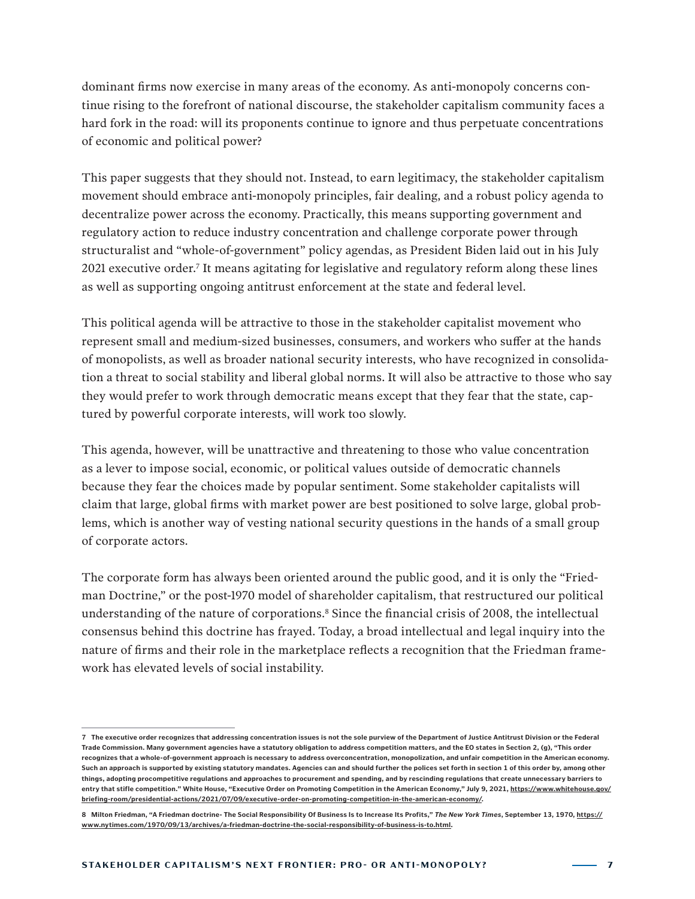dominant firms now exercise in many areas of the economy. As anti-monopoly concerns continue rising to the forefront of national discourse, the stakeholder capitalism community faces a hard fork in the road: will its proponents continue to ignore and thus perpetuate concentrations of economic and political power?

This paper suggests that they should not. Instead, to earn legitimacy, the stakeholder capitalism movement should embrace anti-monopoly principles, fair dealing, and a robust policy agenda to decentralize power across the economy. Practically, this means supporting government and regulatory action to reduce industry concentration and challenge corporate power through structuralist and "whole-of-government" policy agendas, as President Biden laid out in his July 2021 executive order.[7] It means agitating for legislative and regulatory reform along these lines as well as supporting ongoing antitrust enforcement at the state and federal level.

This political agenda will be attractive to those in the stakeholder capitalist movement who represent small and medium-sized businesses, consumers, and workers who suffer at the hands of monopolists, as well as broader national security interests, who have recognized in consolidation a threat to social stability and liberal global norms. It will also be attractive to those who say they would prefer to work through democratic means except that they fear that the state, captured by powerful corporate interests, will work too slowly.

This agenda, however, will be unattractive and threatening to those who value concentration as a lever to impose social, economic, or political values outside of democratic channels because they fear the choices made by popular sentiment. Some stakeholder capitalists will claim that large, global firms with market power are best positioned to solve large, global problems, which is another way of vesting national security questions in the hands of a small group of corporate actors.

The corporate form has always been oriented around the public good, and it is only the "Friedman Doctrine," or the post-1970 model of shareholder capitalism, that restructured our political understanding of the nature of corporations.[8] Since the financial crisis of 2008, the intellectual consensus behind this doctrine has frayed. Today, a broad intellectual and legal inquiry into the nature of firms and their role in the marketplace reflects a recognition that the Friedman framework has elevated levels of social instability.

---

7 The executive order recognizes that addressing concentration issues is not the sole purview of the Department of Justice Antitrust Division or the Federal Trade Commission. Many government agencies have a statutory obligation to address competition matters, and the EO states in Section 2, (g), "This order recognizes that a whole-of-government approach is necessary to address overconcentration, monopolization, and unfair competition in the American economy. Such an approach is supported by existing statutory mandates. Agencies can and should further the polices set forth in section 1 of this order by, among other things, adopting procompetitive regulations and approaches to procurement and spending, and by rescinding regulations that create unnecessary barriers to entry that stifle competition." White House, "Executive Order on Promoting Competition in the American Economy," July 9, 2021, https://www.whitehouse.gov/briefing-room/presidential-actions/2021/07/09/executive-order-on-promoting-competition-in-the-american-economy/.

8 Milton Friedman, "A Friedman doctrine- The Social Responsibility Of Business Is to Increase Its Profits," *The New York Times*, September 13, 1970, https://www.nytimes.com/1970/09/13/archives/a-friedman-doctrine-the-social-responsibility-of-business-is-to.html.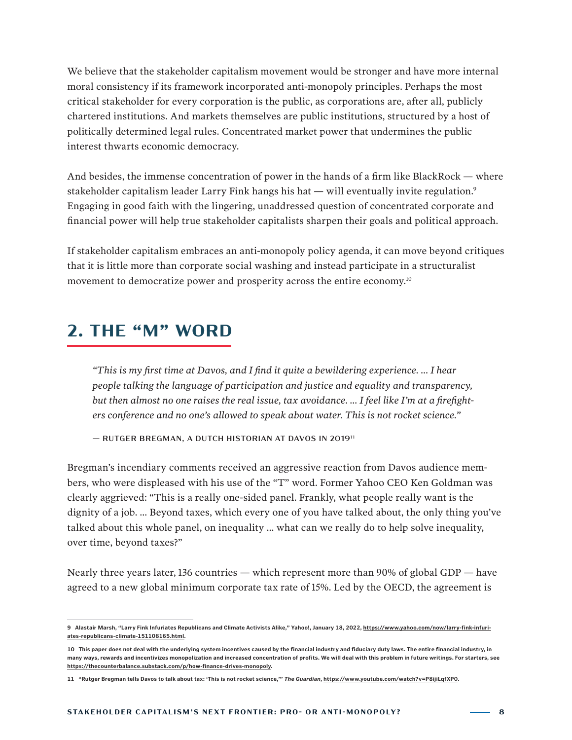We believe that the stakeholder capitalism movement would be stronger and have more internal moral consistency if its framework incorporated anti-monopoly principles. Perhaps the most critical stakeholder for every corporation is the public, as corporations are, after all, publicly chartered institutions. And markets themselves are public institutions, structured by a host of politically determined legal rules. Concentrated market power that undermines the public interest thwarts economic democracy.

And besides, the immense concentration of power in the hands of a firm like BlackRock — where stakeholder capitalism leader Larry Fink hangs his hat — will eventually invite regulation.[9] Engaging in good faith with the lingering, unaddressed question of concentrated corporate and financial power will help true stakeholder capitalists sharpen their goals and political approach.

If stakeholder capitalism embraces an anti-monopoly policy agenda, it can move beyond critiques that it is little more than corporate social washing and instead participate in a structuralist movement to democratize power and prosperity across the entire economy.[10]

## 2. THE "M" WORD

> *"This is my first time at Davos, and I find it quite a bewildering experience. … I hear people talking the language of participation and justice and equality and transparency, but then almost no one raises the real issue, tax avoidance. … I feel like I'm at a firefighters conference and no one's allowed to speak about water. This is not rocket science."*
>
> — RUTGER BREGMAN, A DUTCH HISTORIAN AT DAVOS IN 2019[11]

Bregman's incendiary comments received an aggressive reaction from Davos audience members, who were displeased with his use of the "T" word. Former Yahoo CEO Ken Goldman was clearly aggrieved: "This is a really one-sided panel. Frankly, what people really want is the dignity of a job. … Beyond taxes, which every one of you have talked about, the only thing you've talked about this whole panel, on inequality … what can we really do to help solve inequality, over time, beyond taxes?"

Nearly three years later, 136 countries — which represent more than 90% of global GDP — have agreed to a new global minimum corporate tax rate of 15%. Led by the OECD, the agreement is

---

9 Alastair Marsh, "Larry Fink Infuriates Republicans and Climate Activists Alike," Yahoo!, January 18, 2022, https://www.yahoo.com/now/larry-fink-infuriates-republicans-climate-151108165.html.

10 This paper does not deal with the underlying system incentives caused by the financial industry and fiduciary duty laws. The entire financial industry, in many ways, rewards and incentivizes monopolization and increased concentration of profits. We will deal with this problem in future writings. For starters, see https://thecounterbalance.substack.com/p/how-finance-drives-monopoly.

11 "Rutger Bregman tells Davos to talk about tax: 'This is not rocket science,'" *The Guardian*, https://www.youtube.com/watch?v=P8ijiLqfXP0.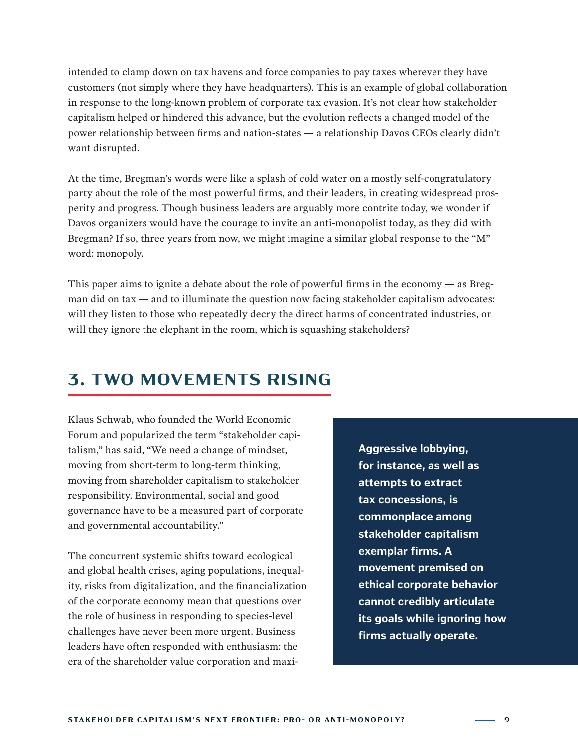intended to clamp down on tax havens and force companies to pay taxes wherever they have customers (not simply where they have headquarters). This is an example of global collaboration in response to the long-known problem of corporate tax evasion. It's not clear how stakeholder capitalism helped or hindered this advance, but the evolution reflects a changed model of the power relationship between firms and nation-states — a relationship Davos CEOs clearly didn't want disrupted.

At the time, Bregman's words were like a splash of cold water on a mostly self-congratulatory party about the role of the most powerful firms, and their leaders, in creating widespread prosperity and progress. Though business leaders are arguably more contrite today, we wonder if Davos organizers would have the courage to invite an anti-monopolist today, as they did with Bregman? If so, three years from now, we might imagine a similar global response to the "M" word: monopoly.

This paper aims to ignite a debate about the role of powerful firms in the economy — as Bregman did on tax — and to illuminate the question now facing stakeholder capitalism advocates: will they listen to those who repeatedly decry the direct harms of concentrated industries, or will they ignore the elephant in the room, which is squashing stakeholders?

## 3. TWO MOVEMENTS RISING

Klaus Schwab, who founded the World Economic Forum and popularized the term "stakeholder capitalism," has said, "We need a change of mindset, moving from short-term to long-term thinking, moving from shareholder capitalism to stakeholder responsibility. Environmental, social and good governance have to be a measured part of corporate and governmental accountability."

The concurrent systemic shifts toward ecological and global health crises, aging populations, inequality, risks from digitalization, and the financialization of the corporate economy mean that questions over the role of business in responding to species-level challenges have never been more urgent. Business leaders have often responded with enthusiasm: the era of the shareholder value corporation and maxi-

**Aggressive lobbying, for instance, as well as attempts to extract tax concessions, is commonplace among stakeholder capitalism exemplar firms. A movement premised on ethical corporate behavior cannot credibly articulate its goals while ignoring how firms actually operate.**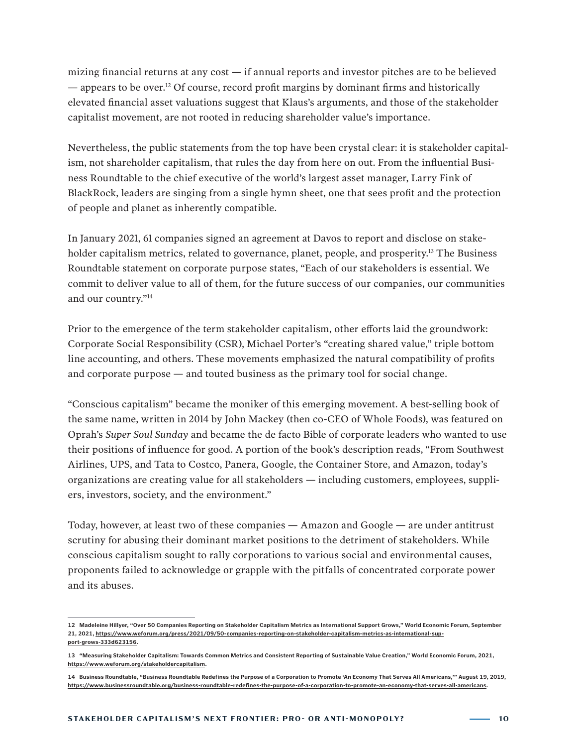mizing financial returns at any cost — if annual reports and investor pitches are to be believed — appears to be over.[12] Of course, record profit margins by dominant firms and historically elevated financial asset valuations suggest that Klaus's arguments, and those of the stakeholder capitalist movement, are not rooted in reducing shareholder value's importance.

Nevertheless, the public statements from the top have been crystal clear: it is stakeholder capitalism, not shareholder capitalism, that rules the day from here on out. From the influential Business Roundtable to the chief executive of the world's largest asset manager, Larry Fink of BlackRock, leaders are singing from a single hymn sheet, one that sees profit and the protection of people and planet as inherently compatible.

In January 2021, 61 companies signed an agreement at Davos to report and disclose on stakeholder capitalism metrics, related to governance, planet, people, and prosperity.[13] The Business Roundtable statement on corporate purpose states, "Each of our stakeholders is essential. We commit to deliver value to all of them, for the future success of our companies, our communities and our country."[14]

Prior to the emergence of the term stakeholder capitalism, other efforts laid the groundwork: Corporate Social Responsibility (CSR), Michael Porter's "creating shared value," triple bottom line accounting, and others. These movements emphasized the natural compatibility of profits and corporate purpose — and touted business as the primary tool for social change.

"Conscious capitalism" became the moniker of this emerging movement. A best-selling book of the same name, written in 2014 by John Mackey (then co-CEO of Whole Foods), was featured on Oprah's *Super Soul Sunday* and became the de facto Bible of corporate leaders who wanted to use their positions of influence for good. A portion of the book's description reads, "From Southwest Airlines, UPS, and Tata to Costco, Panera, Google, the Container Store, and Amazon, today's organizations are creating value for all stakeholders — including customers, employees, suppliers, investors, society, and the environment."

Today, however, at least two of these companies — Amazon and Google — are under antitrust scrutiny for abusing their dominant market positions to the detriment of stakeholders. While conscious capitalism sought to rally corporations to various social and environmental causes, proponents failed to acknowledge or grapple with the pitfalls of concentrated corporate power and its abuses.

---

**12** Madeleine Hillyer, "Over 50 Companies Reporting on Stakeholder Capitalism Metrics as International Support Grows," World Economic Forum, September 21, 2021, https://www.weforum.org/press/2021/09/50-companies-reporting-on-stakeholder-capitalism-metrics-as-international-support-grows-333d623156.

**13** "Measuring Stakeholder Capitalism: Towards Common Metrics and Consistent Reporting of Sustainable Value Creation," World Economic Forum, 2021, https://www.weforum.org/stakeholdercapitalism.

**14** Business Roundtable, "Business Roundtable Redefines the Purpose of a Corporation to Promote 'An Economy That Serves All Americans,'" August 19, 2019, https://www.businessroundtable.org/business-roundtable-redefines-the-purpose-of-a-corporation-to-promote-an-economy-that-serves-all-americans.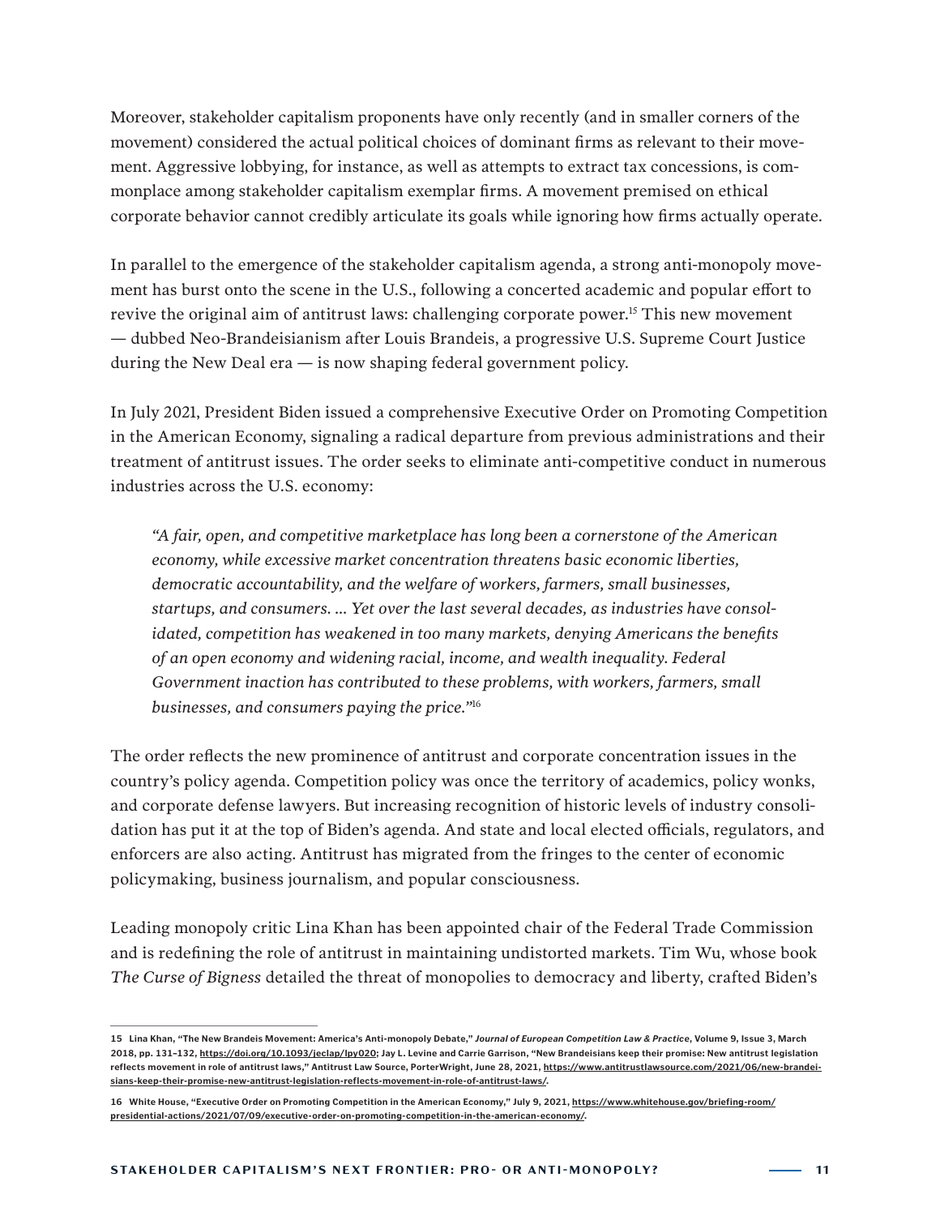Moreover, stakeholder capitalism proponents have only recently (and in smaller corners of the movement) considered the actual political choices of dominant firms as relevant to their movement. Aggressive lobbying, for instance, as well as attempts to extract tax concessions, is commonplace among stakeholder capitalism exemplar firms. A movement premised on ethical corporate behavior cannot credibly articulate its goals while ignoring how firms actually operate.

In parallel to the emergence of the stakeholder capitalism agenda, a strong anti-monopoly movement has burst onto the scene in the U.S., following a concerted academic and popular effort to revive the original aim of antitrust laws: challenging corporate power.[15] This new movement — dubbed Neo-Brandeisianism after Louis Brandeis, a progressive U.S. Supreme Court Justice during the New Deal era — is now shaping federal government policy.

In July 2021, President Biden issued a comprehensive Executive Order on Promoting Competition in the American Economy, signaling a radical departure from previous administrations and their treatment of antitrust issues. The order seeks to eliminate anti-competitive conduct in numerous industries across the U.S. economy:

> *"A fair, open, and competitive marketplace has long been a cornerstone of the American economy, while excessive market concentration threatens basic economic liberties, democratic accountability, and the welfare of workers, farmers, small businesses, startups, and consumers. ... Yet over the last several decades, as industries have consolidated, competition has weakened in too many markets, denying Americans the benefits of an open economy and widening racial, income, and wealth inequality. Federal Government inaction has contributed to these problems, with workers, farmers, small businesses, and consumers paying the price."*[16]

The order reflects the new prominence of antitrust and corporate concentration issues in the country's policy agenda. Competition policy was once the territory of academics, policy wonks, and corporate defense lawyers. But increasing recognition of historic levels of industry consolidation has put it at the top of Biden's agenda. And state and local elected officials, regulators, and enforcers are also acting. Antitrust has migrated from the fringes to the center of economic policymaking, business journalism, and popular consciousness.

Leading monopoly critic Lina Khan has been appointed chair of the Federal Trade Commission and is redefining the role of antitrust in maintaining undistorted markets. Tim Wu, whose book *The Curse of Bigness* detailed the threat of monopolies to democracy and liberty, crafted Biden's

---

15 Lina Khan, "The New Brandeis Movement: America's Anti-monopoly Debate," *Journal of European Competition Law & Practice*, Volume 9, Issue 3, March 2018, pp. 131–132, https://doi.org/10.1093/jeclap/lpy020; Jay L. Levine and Carrie Garrison, "New Brandeisians keep their promise: New antitrust legislation reflects movement in role of antitrust laws," Antitrust Law Source, PorterWright, June 28, 2021, https://www.antitrustlawsource.com/2021/06/new-brandeisians-keep-their-promise-new-antitrust-legislation-reflects-movement-in-role-of-antitrust-laws/.

16 White House, "Executive Order on Promoting Competition in the American Economy," July 9, 2021, https://www.whitehouse.gov/briefing-room/presidential-actions/2021/07/09/executive-order-on-promoting-competition-in-the-american-economy/.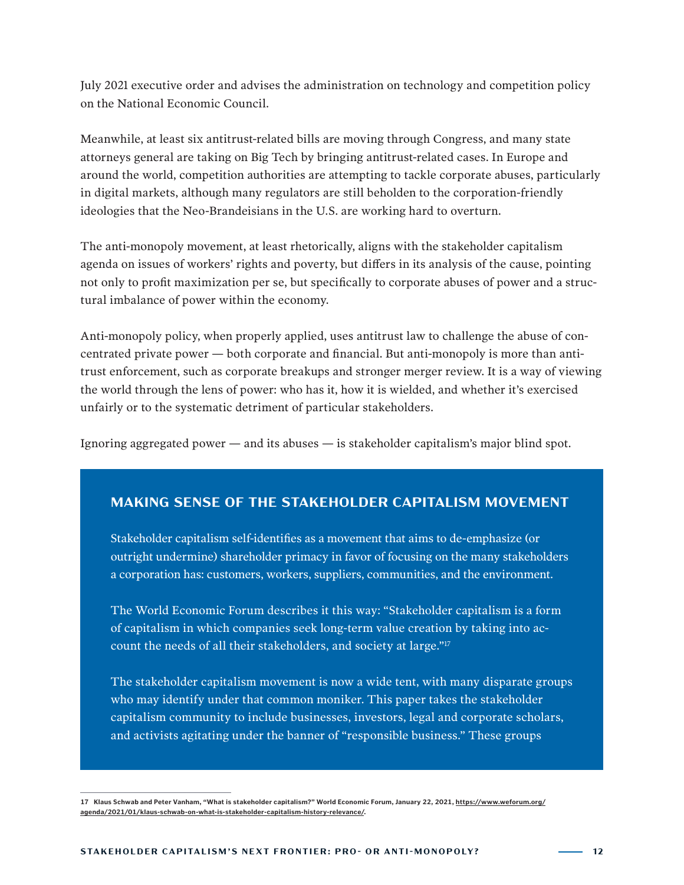July 2021 executive order and advises the administration on technology and competition policy on the National Economic Council.

Meanwhile, at least six antitrust-related bills are moving through Congress, and many state attorneys general are taking on Big Tech by bringing antitrust-related cases. In Europe and around the world, competition authorities are attempting to tackle corporate abuses, particularly in digital markets, although many regulators are still beholden to the corporation-friendly ideologies that the Neo-Brandeisians in the U.S. are working hard to overturn.

The anti-monopoly movement, at least rhetorically, aligns with the stakeholder capitalism agenda on issues of workers' rights and poverty, but differs in its analysis of the cause, pointing not only to profit maximization per se, but specifically to corporate abuses of power and a structural imbalance of power within the economy.

Anti-monopoly policy, when properly applied, uses antitrust law to challenge the abuse of concentrated private power — both corporate and financial. But anti-monopoly is more than antitrust enforcement, such as corporate breakups and stronger merger review. It is a way of viewing the world through the lens of power: who has it, how it is wielded, and whether it's exercised unfairly or to the systematic detriment of particular stakeholders.

Ignoring aggregated power — and its abuses — is stakeholder capitalism's major blind spot.

## MAKING SENSE OF THE STAKEHOLDER CAPITALISM MOVEMENT

Stakeholder capitalism self-identifies as a movement that aims to de-emphasize (or outright undermine) shareholder primacy in favor of focusing on the many stakeholders a corporation has: customers, workers, suppliers, communities, and the environment.

The World Economic Forum describes it this way: "Stakeholder capitalism is a form of capitalism in which companies seek long-term value creation by taking into account the needs of all their stakeholders, and society at large."[17]

The stakeholder capitalism movement is now a wide tent, with many disparate groups who may identify under that common moniker. This paper takes the stakeholder capitalism community to include businesses, investors, legal and corporate scholars, and activists agitating under the banner of "responsible business." These groups

17 Klaus Schwab and Peter Vanham, "What is stakeholder capitalism?" World Economic Forum, January 22, 2021, https://www.weforum.org/agenda/2021/01/klaus-schwab-on-what-is-stakeholder-capitalism-history-relevance/.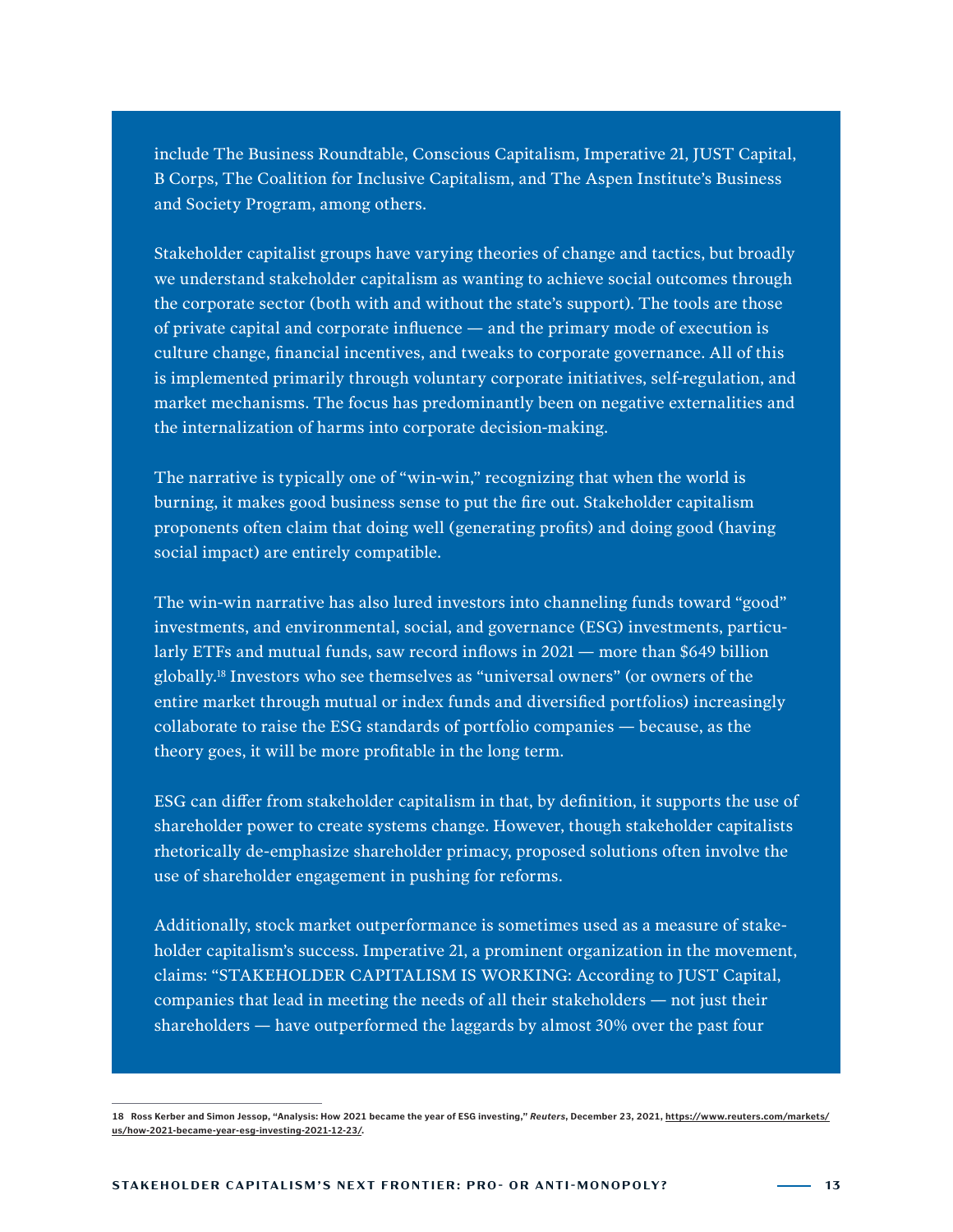include The Business Roundtable, Conscious Capitalism, Imperative 21, JUST Capital, B Corps, The Coalition for Inclusive Capitalism, and The Aspen Institute's Business and Society Program, among others.

Stakeholder capitalist groups have varying theories of change and tactics, but broadly we understand stakeholder capitalism as wanting to achieve social outcomes through the corporate sector (both with and without the state's support). The tools are those of private capital and corporate influence — and the primary mode of execution is culture change, financial incentives, and tweaks to corporate governance. All of this is implemented primarily through voluntary corporate initiatives, self-regulation, and market mechanisms. The focus has predominantly been on negative externalities and the internalization of harms into corporate decision-making.

The narrative is typically one of "win-win," recognizing that when the world is burning, it makes good business sense to put the fire out. Stakeholder capitalism proponents often claim that doing well (generating profits) and doing good (having social impact) are entirely compatible.

The win-win narrative has also lured investors into channeling funds toward "good" investments, and environmental, social, and governance (ESG) investments, particularly ETFs and mutual funds, saw record inflows in 2021 — more than $649 billion globally.[18] Investors who see themselves as "universal owners" (or owners of the entire market through mutual or index funds and diversified portfolios) increasingly collaborate to raise the ESG standards of portfolio companies — because, as the theory goes, it will be more profitable in the long term.

ESG can differ from stakeholder capitalism in that, by definition, it supports the use of shareholder power to create systems change. However, though stakeholder capitalists rhetorically de-emphasize shareholder primacy, proposed solutions often involve the use of shareholder engagement in pushing for reforms.

Additionally, stock market outperformance is sometimes used as a measure of stakeholder capitalism's success. Imperative 21, a prominent organization in the movement, claims: "STAKEHOLDER CAPITALISM IS WORKING: According to JUST Capital, companies that lead in meeting the needs of all their stakeholders — not just their shareholders — have outperformed the laggards by almost 30% over the past four

---

18 Ross Kerber and Simon Jessop, "Analysis: How 2021 became the year of ESG investing," *Reuters*, December 23, 2021, https://www.reuters.com/markets/us/how-2021-became-year-esg-investing-2021-12-23/.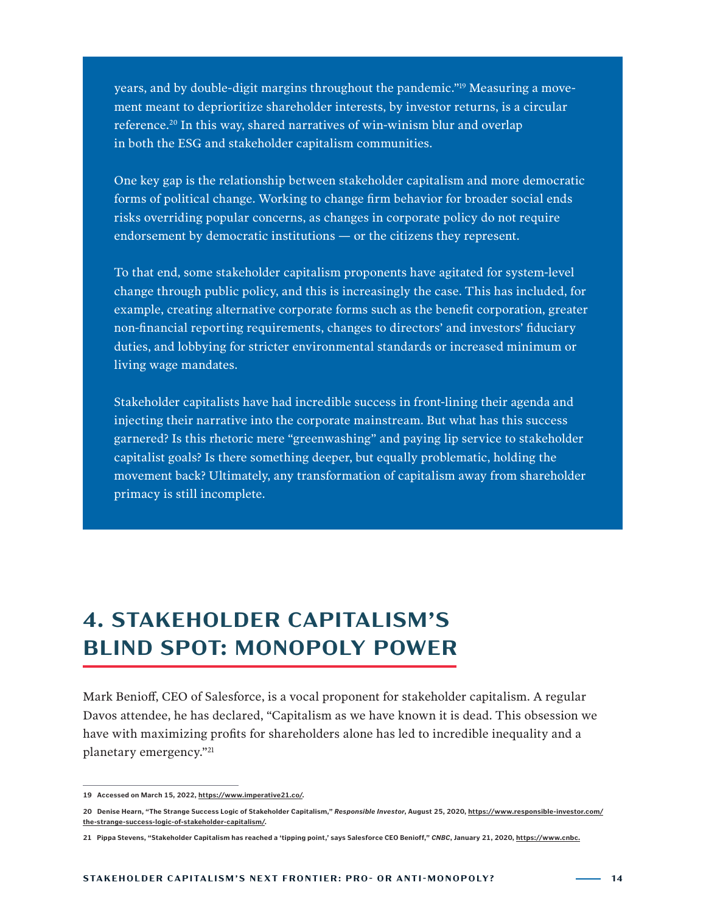years, and by double-digit margins throughout the pandemic."[19] Measuring a movement meant to deprioritize shareholder interests, by investor returns, is a circular reference.[20] In this way, shared narratives of win-winism blur and overlap in both the ESG and stakeholder capitalism communities.

One key gap is the relationship between stakeholder capitalism and more democratic forms of political change. Working to change firm behavior for broader social ends risks overriding popular concerns, as changes in corporate policy do not require endorsement by democratic institutions — or the citizens they represent.

To that end, some stakeholder capitalism proponents have agitated for system-level change through public policy, and this is increasingly the case. This has included, for example, creating alternative corporate forms such as the benefit corporation, greater non-financial reporting requirements, changes to directors' and investors' fiduciary duties, and lobbying for stricter environmental standards or increased minimum or living wage mandates.

Stakeholder capitalists have had incredible success in front-lining their agenda and injecting their narrative into the corporate mainstream. But what has this success garnered? Is this rhetoric mere "greenwashing" and paying lip service to stakeholder capitalist goals? Is there something deeper, but equally problematic, holding the movement back? Ultimately, any transformation of capitalism away from shareholder primacy is still incomplete.

## 4. STAKEHOLDER CAPITALISM'S BLIND SPOT: MONOPOLY POWER

Mark Benioff, CEO of Salesforce, is a vocal proponent for stakeholder capitalism. A regular Davos attendee, he has declared, "Capitalism as we have known it is dead. This obsession we have with maximizing profits for shareholders alone has led to incredible inequality and a planetary emergency."[21]

---

19 Accessed on March 15, 2022, https://www.imperative21.co/.

20 Denise Hearn, "The Strange Success Logic of Stakeholder Capitalism," *Responsible Investor*, August 25, 2020, https://www.responsible-investor.com/the-strange-success-logic-of-stakeholder-capitalism/.

21 Pippa Stevens, "Stakeholder Capitalism has reached a 'tipping point,' says Salesforce CEO Benioff," *CNBC*, January 21, 2020, https://www.cnbc.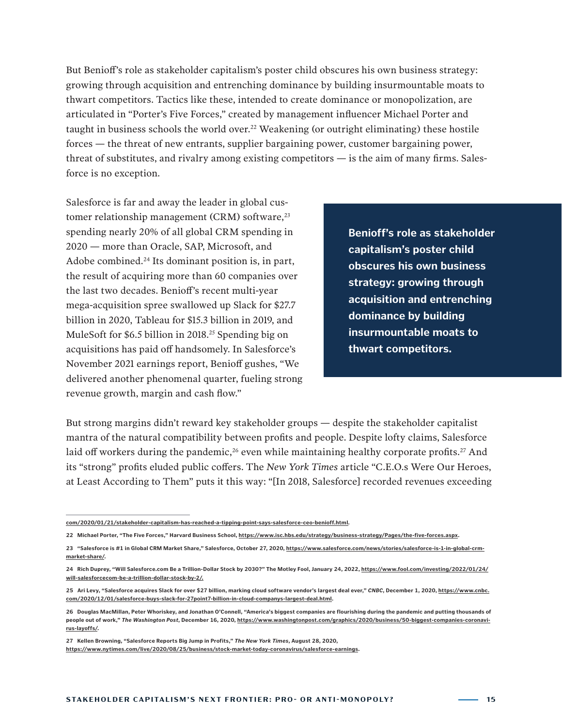But Benioff's role as stakeholder capitalism's poster child obscures his own business strategy: growing through acquisition and entrenching dominance by building insurmountable moats to thwart competitors. Tactics like these, intended to create dominance or monopolization, are articulated in "Porter's Five Forces," created by management influencer Michael Porter and taught in business schools the world over.[22] Weakening (or outright eliminating) these hostile forces — the threat of new entrants, supplier bargaining power, customer bargaining power, threat of substitutes, and rivalry among existing competitors — is the aim of many firms. Salesforce is no exception.

Salesforce is far and away the leader in global customer relationship management (CRM) software,[23] spending nearly 20% of all global CRM spending in 2020 — more than Oracle, SAP, Microsoft, and Adobe combined.[24] Its dominant position is, in part, the result of acquiring more than 60 companies over the last two decades. Benioff's recent multi-year mega-acquisition spree swallowed up Slack for $27.7 billion in 2020, Tableau for $15.3 billion in 2019, and MuleSoft for $6.5 billion in 2018.[25] Spending big on acquisitions has paid off handsomely. In Salesforce's November 2021 earnings report, Benioff gushes, "We delivered another phenomenal quarter, fueling strong revenue growth, margin and cash flow."

> **Benioff's role as stakeholder capitalism's poster child obscures his own business strategy: growing through acquisition and entrenching dominance by building insurmountable moats to thwart competitors.**

But strong margins didn't reward key stakeholder groups — despite the stakeholder capitalist mantra of the natural compatibility between profits and people. Despite lofty claims, Salesforce laid off workers during the pandemic,[26] even while maintaining healthy corporate profits.[27] And its "strong" profits eluded public coffers. The *New York Times* article "C.E.O.s Were Our Heroes, at Least According to Them" puts it this way: "[In 2018, Salesforce] recorded revenues exceeding

---

com/2020/01/21/stakeholder-capitalism-has-reached-a-tipping-point-says-salesforce-ceo-benioff.html.

22 Michael Porter, "The Five Forces," Harvard Business School, https://www.isc.hbs.edu/strategy/business-strategy/Pages/the-five-forces.aspx.

23 "Salesforce is #1 in Global CRM Market Share," Salesforce, October 27, 2020, https://www.salesforce.com/news/stories/salesforce-is-1-in-global-crm-market-share/.

24 Rich Duprey, "Will Salesforce.com Be a Trillion-Dollar Stock by 2030?" The Motley Fool, January 24, 2022, https://www.fool.com/investing/2022/01/24/will-salesforcecom-be-a-trillion-dollar-stock-by-2/.

25 Ari Levy, "Salesforce acquires Slack for over $27 billion, marking cloud software vendor's largest deal ever," *CNBC*, December 1, 2020, https://www.cnbc.com/2020/12/01/salesforce-buys-slack-for-27point7-billion-in-cloud-companys-largest-deal.html.

26 Douglas MacMillan, Peter Whoriskey, and Jonathan O'Connell, "America's biggest companies are flourishing during the pandemic and putting thousands of people out of work," *The Washington Post*, December 16, 2020, https://www.washingtonpost.com/graphics/2020/business/50-biggest-companies-coronavirus-layoffs/.

27 Kellen Browning, "Salesforce Reports Big Jump in Profits," *The New York Times*, August 28, 2020, https://www.nytimes.com/live/2020/08/25/business/stock-market-today-coronavirus/salesforce-earnings.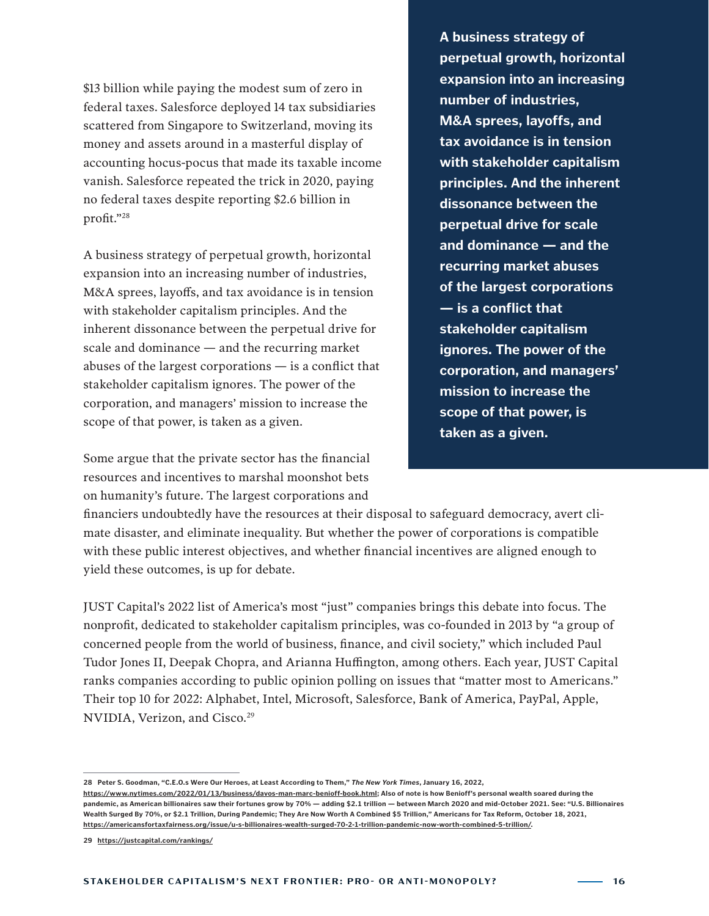$13 billion while paying the modest sum of zero in federal taxes. Salesforce deployed 14 tax subsidiaries scattered from Singapore to Switzerland, moving its money and assets around in a masterful display of accounting hocus-pocus that made its taxable income vanish. Salesforce repeated the trick in 2020, paying no federal taxes despite reporting $2.6 billion in profit."[28]

A business strategy of perpetual growth, horizontal expansion into an increasing number of industries, M&A sprees, layoffs, and tax avoidance is in tension with stakeholder capitalism principles. And the inherent dissonance between the perpetual drive for scale and dominance — and the recurring market abuses of the largest corporations — is a conflict that stakeholder capitalism ignores. The power of the corporation, and managers' mission to increase the scope of that power, is taken as a given.

> **A business strategy of perpetual growth, horizontal expansion into an increasing number of industries, M&A sprees, layoffs, and tax avoidance is in tension with stakeholder capitalism principles. And the inherent dissonance between the perpetual drive for scale and dominance — and the recurring market abuses of the largest corporations — is a conflict that stakeholder capitalism ignores. The power of the corporation, and managers' mission to increase the scope of that power, is taken as a given.**

Some argue that the private sector has the financial resources and incentives to marshal moonshot bets on humanity's future. The largest corporations and financiers undoubtedly have the resources at their disposal to safeguard democracy, avert climate disaster, and eliminate inequality. But whether the power of corporations is compatible with these public interest objectives, and whether financial incentives are aligned enough to yield these outcomes, is up for debate.

JUST Capital's 2022 list of America's most "just" companies brings this debate into focus. The nonprofit, dedicated to stakeholder capitalism principles, was co-founded in 2013 by "a group of concerned people from the world of business, finance, and civil society," which included Paul Tudor Jones II, Deepak Chopra, and Arianna Huffington, among others. Each year, JUST Capital ranks companies according to public opinion polling on issues that "matter most to Americans." Their top 10 for 2022: Alphabet, Intel, Microsoft, Salesforce, Bank of America, PayPal, Apple, NVIDIA, Verizon, and Cisco.[29]

---

28 Peter S. Goodman, "C.E.O.s Were Our Heroes, at Least According to Them," *The New York Times*, January 16, 2022, https://www.nytimes.com/2022/01/13/business/davos-man-marc-benioff-book.html; Also of note is how Benioff's personal wealth soared during the pandemic, as American billionaires saw their fortunes grow by 70% — adding $2.1 trillion — between March 2020 and mid-October 2021. See: "U.S. Billionaires Wealth Surged By 70%, or $2.1 Trillion, During Pandemic; They Are Now Worth A Combined $5 Trillion," Americans for Tax Reform, October 18, 2021, https://americansfortaxfairness.org/issue/u-s-billionaires-wealth-surged-70-2-1-trillion-pandemic-now-worth-combined-5-trillion/.

29 https://justcapital.com/rankings/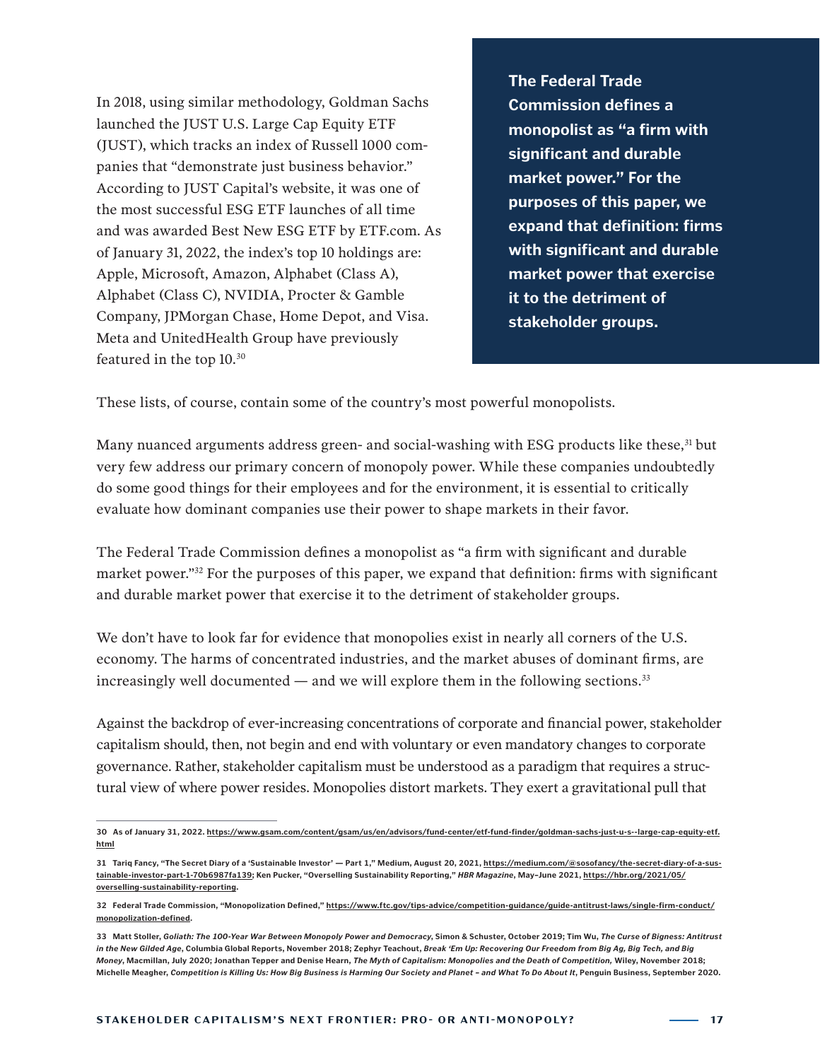In 2018, using similar methodology, Goldman Sachs launched the JUST U.S. Large Cap Equity ETF (JUST), which tracks an index of Russell 1000 companies that "demonstrate just business behavior." According to JUST Capital's website, it was one of the most successful ESG ETF launches of all time and was awarded Best New ESG ETF by ETF.com. As of January 31, 2022, the index's top 10 holdings are: Apple, Microsoft, Amazon, Alphabet (Class A), Alphabet (Class C), NVIDIA, Procter & Gamble Company, JPMorgan Chase, Home Depot, and Visa. Meta and UnitedHealth Group have previously featured in the top 10.[30]

**The Federal Trade Commission defines a monopolist as "a firm with significant and durable market power." For the purposes of this paper, we expand that definition: firms with significant and durable market power that exercise it to the detriment of stakeholder groups.**

These lists, of course, contain some of the country's most powerful monopolists.

Many nuanced arguments address green- and social-washing with ESG products like these,[31] but very few address our primary concern of monopoly power. While these companies undoubtedly do some good things for their employees and for the environment, it is essential to critically evaluate how dominant companies use their power to shape markets in their favor.

The Federal Trade Commission defines a monopolist as "a firm with significant and durable market power."[32] For the purposes of this paper, we expand that definition: firms with significant and durable market power that exercise it to the detriment of stakeholder groups.

We don't have to look far for evidence that monopolies exist in nearly all corners of the U.S. economy. The harms of concentrated industries, and the market abuses of dominant firms, are increasingly well documented — and we will explore them in the following sections.[33]

Against the backdrop of ever-increasing concentrations of corporate and financial power, stakeholder capitalism should, then, not begin and end with voluntary or even mandatory changes to corporate governance. Rather, stakeholder capitalism must be understood as a paradigm that requires a structural view of where power resides. Monopolies distort markets. They exert a gravitational pull that

---

30 As of January 31, 2022. https://www.gsam.com/content/gsam/us/en/advisors/fund-center/etf-fund-finder/goldman-sachs-just-u-s--large-cap-equity-etf.html

31 Tariq Fancy, "The Secret Diary of a 'Sustainable Investor' — Part 1," Medium, August 20, 2021, https://medium.com/@sosofancy/the-secret-diary-of-a-sustainable-investor-part-1-70b6987fa139; Ken Pucker, "Overselling Sustainability Reporting," *HBR Magazine*, May–June 2021, https://hbr.org/2021/05/overselling-sustainability-reporting.

32 Federal Trade Commission, "Monopolization Defined," https://www.ftc.gov/tips-advice/competition-guidance/guide-antitrust-laws/single-firm-conduct/monopolization-defined.

33 Matt Stoller, *Goliath: The 100-Year War Between Monopoly Power and Democracy*, Simon & Schuster, October 2019; Tim Wu, *The Curse of Bigness: Antitrust in the New Gilded Age*, Columbia Global Reports, November 2018; Zephyr Teachout, *Break 'Em Up: Recovering Our Freedom from Big Ag, Big Tech, and Big Money*, Macmillan, July 2020; Jonathan Tepper and Denise Hearn, *The Myth of Capitalism: Monopolies and the Death of Competition,* Wiley, November 2018; Michelle Meagher, *Competition is Killing Us: How Big Business is Harming Our Society and Planet – and What To Do About It*, Penguin Business, September 2020.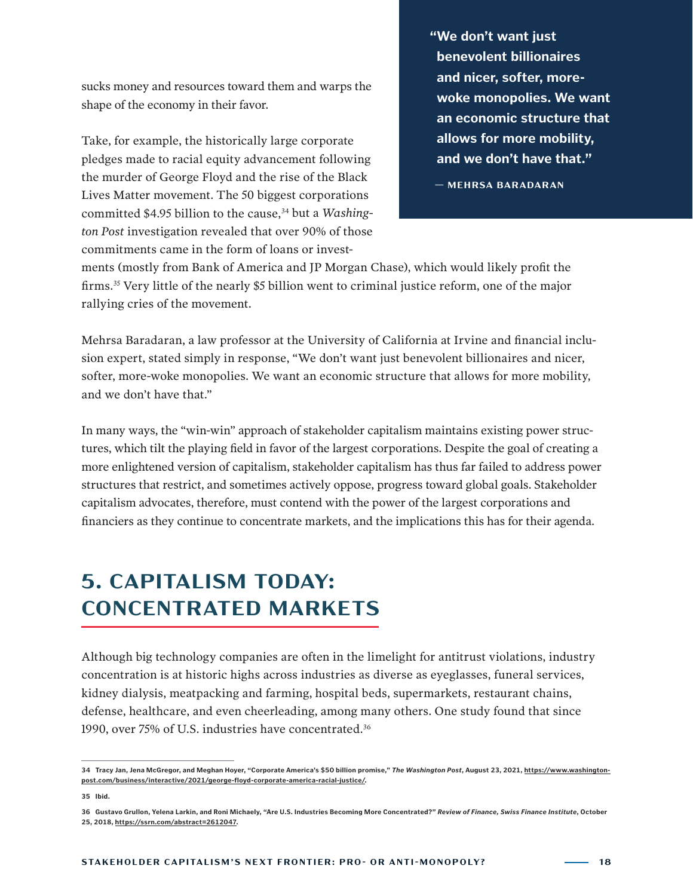sucks money and resources toward them and warps the shape of the economy in their favor.

Take, for example, the historically large corporate pledges made to racial equity advancement following the murder of George Floyd and the rise of the Black Lives Matter movement. The 50 biggest corporations committed $4.95 billion to the cause,[34] but a *Washington Post* investigation revealed that over 90% of those commitments came in the form of loans or investments (mostly from Bank of America and JP Morgan Chase), which would likely profit the firms.[35] Very little of the nearly $5 billion went to criminal justice reform, one of the major rallying cries of the movement.

> **"We don't want just benevolent billionaires and nicer, softer, more-woke monopolies. We want an economic structure that allows for more mobility, and we don't have that."**
>
> **— MEHRSA BARADARAN**

Mehrsa Baradaran, a law professor at the University of California at Irvine and financial inclusion expert, stated simply in response, "We don't want just benevolent billionaires and nicer, softer, more-woke monopolies. We want an economic structure that allows for more mobility, and we don't have that."

In many ways, the "win-win" approach of stakeholder capitalism maintains existing power structures, which tilt the playing field in favor of the largest corporations. Despite the goal of creating a more enlightened version of capitalism, stakeholder capitalism has thus far failed to address power structures that restrict, and sometimes actively oppose, progress toward global goals. Stakeholder capitalism advocates, therefore, must contend with the power of the largest corporations and financiers as they continue to concentrate markets, and the implications this has for their agenda.

# 5. CAPITALISM TODAY: CONCENTRATED MARKETS

Although big technology companies are often in the limelight for antitrust violations, industry concentration is at historic highs across industries as diverse as eyeglasses, funeral services, kidney dialysis, meatpacking and farming, hospital beds, supermarkets, restaurant chains, defense, healthcare, and even cheerleading, among many others. One study found that since 1990, over 75% of U.S. industries have concentrated.[36]

---

34 Tracy Jan, Jena McGregor, and Meghan Hoyer, "Corporate America's $50 billion promise," *The Washington Post*, August 23, 2021, https://www.washingtonpost.com/business/interactive/2021/george-floyd-corporate-america-racial-justice/.

35 Ibid.

36 Gustavo Grullon, Yelena Larkin, and Roni Michaely, "Are U.S. Industries Becoming More Concentrated?" *Review of Finance, Swiss Finance Institute*, October 25, 2018, https://ssrn.com/abstract=2612047.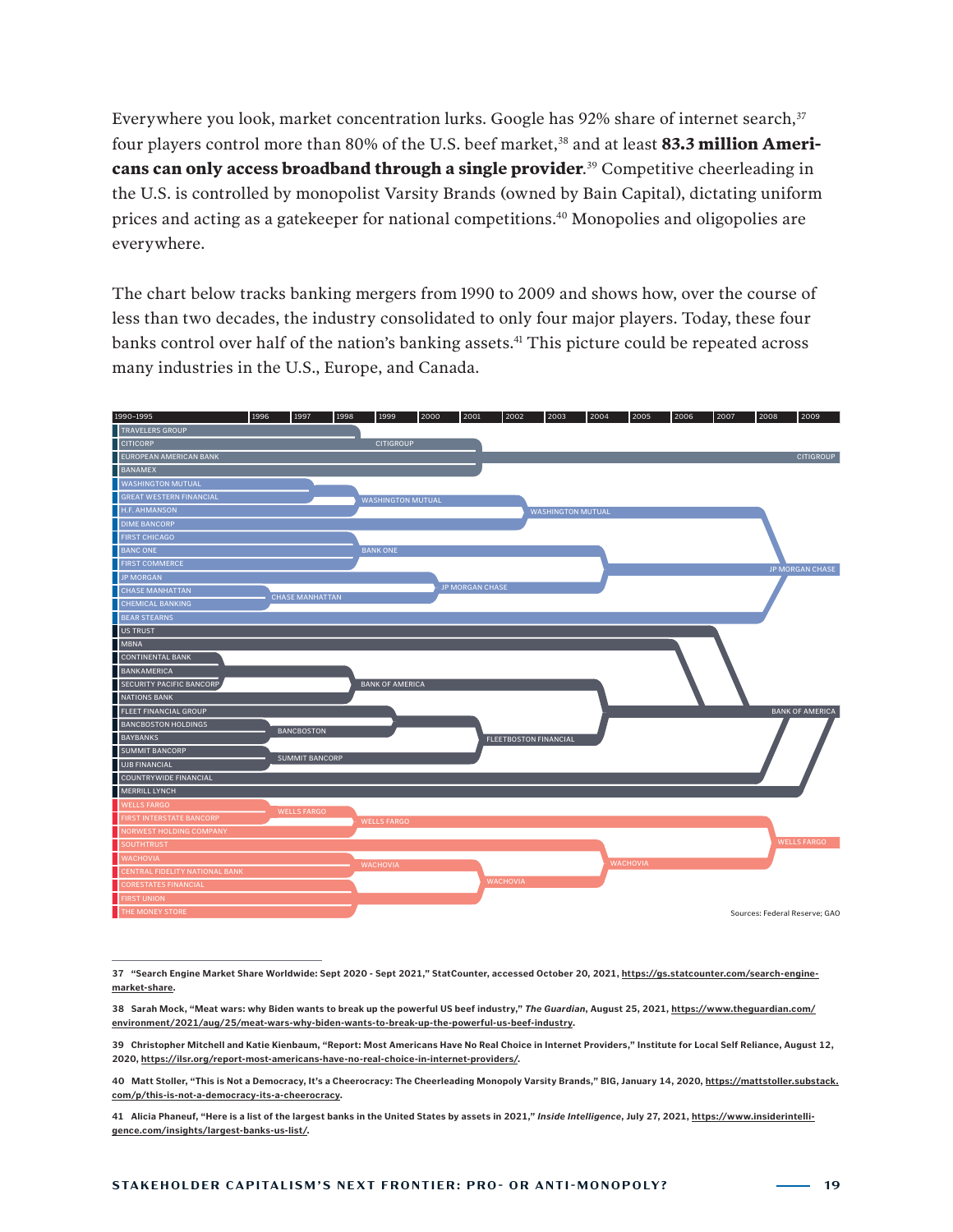Everywhere you look, market concentration lurks. Google has 92% share of internet search,[37] four players control more than 80% of the U.S. beef market,[38] and at least **83.3 million Americans can only access broadband through a single provider**.[39] Competitive cheerleading in the U.S. is controlled by monopolist Varsity Brands (owned by Bain Capital), dictating uniform prices and acting as a gatekeeper for national competitions.[40] Monopolies and oligopolies are everywhere.

The chart below tracks banking mergers from 1990 to 2009 and shows how, over the course of less than two decades, the industry consolidated to only four major players. Today, these four banks control over half of the nation's banking assets.[41] This picture could be repeated across many industries in the U.S., Europe, and Canada.

1990–1995 | 1996 | 1997 | 1998 | 1999 | 2000 | 2001 | 2002 | 2003 | 2004 | 2005 | 2006 | 2007 | 2008 | 2009

TRAVELERS GROUP, CITICORP → CITIGROUP; EUROPEAN AMERICAN BANK, BANAMEX → CITIGROUP

WASHINGTON MUTUAL, GREAT WESTERN FINANCIAL, H.F. AHMANSON → WASHINGTON MUTUAL; DIME BANCORP → WASHINGTON MUTUAL

FIRST CHICAGO, BANC ONE, FIRST COMMERCE → BANK ONE

JP MORGAN, CHASE MANHATTAN, CHEMICAL BANKING → CHASE MANHATTAN → JP MORGAN CHASE; BEAR STEARNS → JP MORGAN CHASE

US TRUST, MBNA, CONTINENTAL BANK, BANKAMERICA, SECURITY PACIFIC BANCORP, NATIONS BANK → BANK OF AMERICA

FLEET FINANCIAL GROUP, BANCBOSTON HOLDINGS, BAYBANKS → BANCBOSTON; SUMMIT BANCORP, UJB FINANCIAL → SUMMIT BANCORP → FLEETBOSTON FINANCIAL → BANK OF AMERICA; COUNTRYWIDE FINANCIAL, MERRILL LYNCH → BANK OF AMERICA

WELLS FARGO, FIRST INTERSTATE BANCORP → WELLS FARGO; NORWEST HOLDING COMPANY → WELLS FARGO

SOUTHTRUST, WACHOVIA, CENTRAL FIDELITY NATIONAL BANK → WACHOVIA; CORESTATES FINANCIAL, FIRST UNION, THE MONEY STORE → WACHOVIA → WACHOVIA → WELLS FARGO

Sources: Federal Reserve; GAO

---

37 "Search Engine Market Share Worldwide: Sept 2020 - Sept 2021," StatCounter, accessed October 20, 2021, https://gs.statcounter.com/search-engine-market-share.

38 Sarah Mock, "Meat wars: why Biden wants to break up the powerful US beef industry," *The Guardian*, August 25, 2021, https://www.theguardian.com/environment/2021/aug/25/meat-wars-why-biden-wants-to-break-up-the-powerful-us-beef-industry.

39 Christopher Mitchell and Katie Kienbaum, "Report: Most Americans Have No Real Choice in Internet Providers," Institute for Local Self Reliance, August 12, 2020, https://ilsr.org/report-most-americans-have-no-real-choice-in-internet-providers/.

40 Matt Stoller, "This is Not a Democracy, It's a Cheerocracy: The Cheerleading Monopoly Varsity Brands," BIG, January 14, 2020, https://mattstoller.substack.com/p/this-is-not-a-democracy-its-a-cheerocracy.

41 Alicia Phaneuf, "Here is a list of the largest banks in the United States by assets in 2021," *Inside Intelligence*, July 27, 2021, https://www.insiderintelligence.com/insights/largest-banks-us-list/.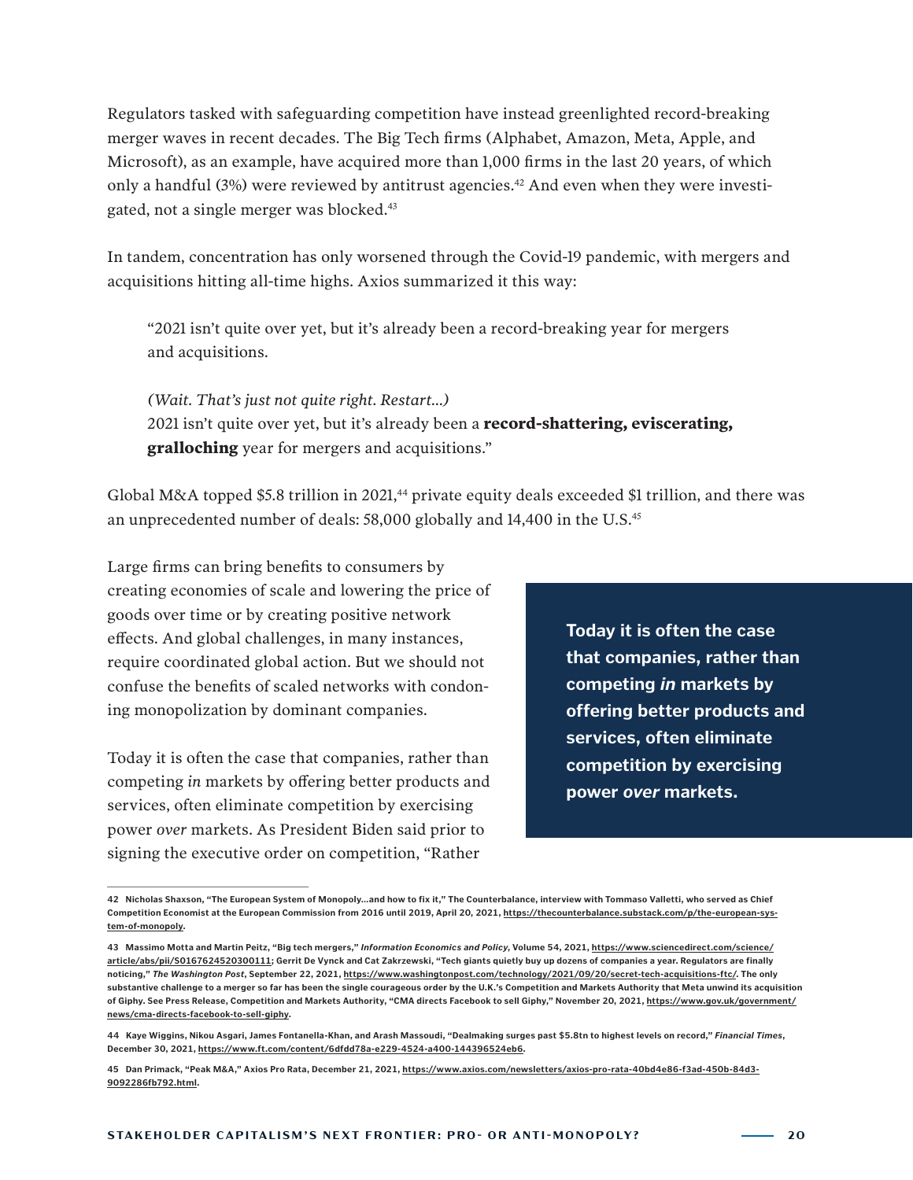Regulators tasked with safeguarding competition have instead greenlighted record-breaking merger waves in recent decades. The Big Tech firms (Alphabet, Amazon, Meta, Apple, and Microsoft), as an example, have acquired more than 1,000 firms in the last 20 years, of which only a handful (3%) were reviewed by antitrust agencies.[42] And even when they were investigated, not a single merger was blocked.[43]

In tandem, concentration has only worsened through the Covid-19 pandemic, with mergers and acquisitions hitting all-time highs. Axios summarized it this way:

> "2021 isn't quite over yet, but it's already been a record-breaking year for mergers and acquisitions.
>
> *(Wait. That's just not quite right. Restart…)*
> 2021 isn't quite over yet, but it's already been a **record-shattering, eviscerating, gralloching** year for mergers and acquisitions."

Global M&A topped $5.8 trillion in 2021,[44] private equity deals exceeded $1 trillion, and there was an unprecedented number of deals: 58,000 globally and 14,400 in the U.S.[45]

Large firms can bring benefits to consumers by creating economies of scale and lowering the price of goods over time or by creating positive network effects. And global challenges, in many instances, require coordinated global action. But we should not confuse the benefits of scaled networks with condoning monopolization by dominant companies.

> **Today it is often the case that companies, rather than competing *in* markets by offering better products and services, often eliminate competition by exercising power *over* markets.**

Today it is often the case that companies, rather than competing *in* markets by offering better products and services, often eliminate competition by exercising power *over* markets. As President Biden said prior to signing the executive order on competition, "Rather

---

42 Nicholas Shaxson, "The European System of Monopoly…and how to fix it," The Counterbalance, interview with Tommaso Valletti, who served as Chief Competition Economist at the European Commission from 2016 until 2019, April 20, 2021, https://thecounterbalance.substack.com/p/the-european-system-of-monopoly.

43 Massimo Motta and Martin Peitz, "Big tech mergers," *Information Economics and Policy*, Volume 54, 2021, https://www.sciencedirect.com/science/article/abs/pii/S0167624520300111; Gerrit De Vynck and Cat Zakrzewski, "Tech giants quietly buy up dozens of companies a year. Regulators are finally noticing," *The Washington Post*, September 22, 2021, https://www.washingtonpost.com/technology/2021/09/20/secret-tech-acquisitions-ftc/. The only substantive challenge to a merger so far has been the single courageous order by the U.K.'s Competition and Markets Authority that Meta unwind its acquisition of Giphy. See Press Release, Competition and Markets Authority, "CMA directs Facebook to sell Giphy," November 20, 2021, https://www.gov.uk/government/news/cma-directs-facebook-to-sell-giphy.

44 Kaye Wiggins, Nikou Asgari, James Fontanella-Khan, and Arash Massoudi, "Dealmaking surges past $5.8tn to highest levels on record," *Financial Times*, December 30, 2021, https://www.ft.com/content/6dfdd78a-e229-4524-a400-144396524eb6.

45 Dan Primack, "Peak M&A," Axios Pro Rata, December 21, 2021, https://www.axios.com/newsletters/axios-pro-rata-40bd4e86-f3ad-450b-84d3-9092286fb792.html.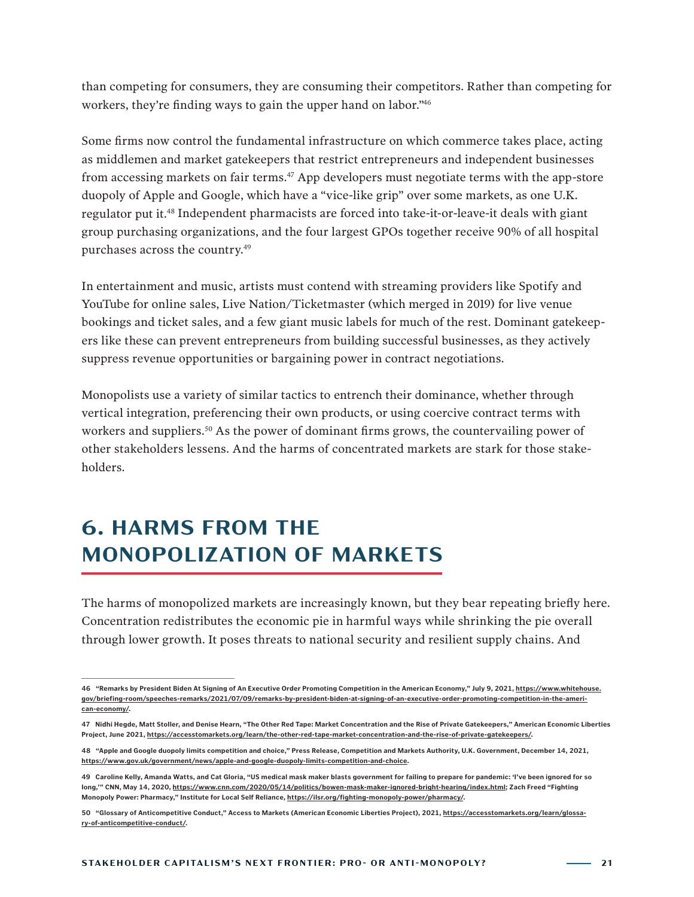than competing for consumers, they are consuming their competitors. Rather than competing for workers, they're finding ways to gain the upper hand on labor."[46]

Some firms now control the fundamental infrastructure on which commerce takes place, acting as middlemen and market gatekeepers that restrict entrepreneurs and independent businesses from accessing markets on fair terms.[47] App developers must negotiate terms with the app-store duopoly of Apple and Google, which have a "vice-like grip" over some markets, as one U.K. regulator put it.[48] Independent pharmacists are forced into take-it-or-leave-it deals with giant group purchasing organizations, and the four largest GPOs together receive 90% of all hospital purchases across the country.[49]

In entertainment and music, artists must contend with streaming providers like Spotify and YouTube for online sales, Live Nation/Ticketmaster (which merged in 2019) for live venue bookings and ticket sales, and a few giant music labels for much of the rest. Dominant gatekeepers like these can prevent entrepreneurs from building successful businesses, as they actively suppress revenue opportunities or bargaining power in contract negotiations.

Monopolists use a variety of similar tactics to entrench their dominance, whether through vertical integration, preferencing their own products, or using coercive contract terms with workers and suppliers.[50] As the power of dominant firms grows, the countervailing power of other stakeholders lessens. And the harms of concentrated markets are stark for those stakeholders.

## 6. HARMS FROM THE MONOPOLIZATION OF MARKETS

The harms of monopolized markets are increasingly known, but they bear repeating briefly here. Concentration redistributes the economic pie in harmful ways while shrinking the pie overall through lower growth. It poses threats to national security and resilient supply chains. And

---

46 "Remarks by President Biden At Signing of An Executive Order Promoting Competition in the American Economy," July 9, 2021, https://www.whitehouse.gov/briefing-room/speeches-remarks/2021/07/09/remarks-by-president-biden-at-signing-of-an-executive-order-promoting-competition-in-the-american-economy/.

47 Nidhi Hegde, Matt Stoller, and Denise Hearn, "The Other Red Tape: Market Concentration and the Rise of Private Gatekeepers," American Economic Liberties Project, June 2021, https://accesstomarkets.org/learn/the-other-red-tape-market-concentration-and-the-rise-of-private-gatekeepers/.

48 "Apple and Google duopoly limits competition and choice," Press Release, Competition and Markets Authority, U.K. Government, December 14, 2021, https://www.gov.uk/government/news/apple-and-google-duopoly-limits-competition-and-choice.

49 Caroline Kelly, Amanda Watts, and Cat Gloria, "US medical mask maker blasts government for failing to prepare for pandemic: 'I've been ignored for so long,'" CNN, May 14, 2020, https://www.cnn.com/2020/05/14/politics/bowen-mask-maker-ignored-bright-hearing/index.html; Zach Freed "Fighting Monopoly Power: Pharmacy," Institute for Local Self Reliance, https://ilsr.org/fighting-monopoly-power/pharmacy/.

50 "Glossary of Anticompetitive Conduct," Access to Markets (American Economic Liberties Project), 2021, https://accesstomarkets.org/learn/glossary-of-anticompetitive-conduct/.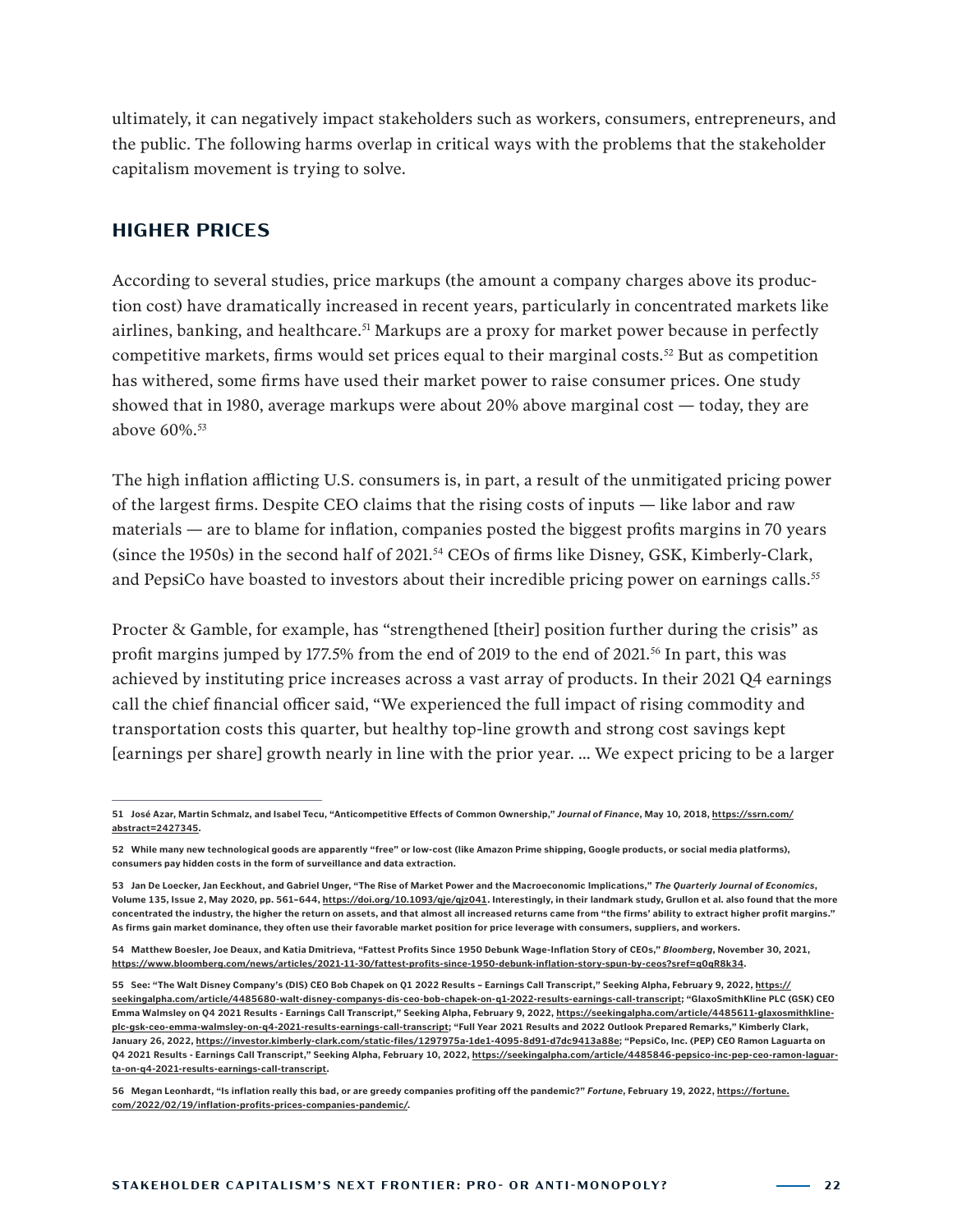ultimately, it can negatively impact stakeholders such as workers, consumers, entrepreneurs, and the public. The following harms overlap in critical ways with the problems that the stakeholder capitalism movement is trying to solve.

## HIGHER PRICES

According to several studies, price markups (the amount a company charges above its production cost) have dramatically increased in recent years, particularly in concentrated markets like airlines, banking, and healthcare.[51] Markups are a proxy for market power because in perfectly competitive markets, firms would set prices equal to their marginal costs.[52] But as competition has withered, some firms have used their market power to raise consumer prices. One study showed that in 1980, average markups were about 20% above marginal cost — today, they are above 60%.[53]

The high inflation afflicting U.S. consumers is, in part, a result of the unmitigated pricing power of the largest firms. Despite CEO claims that the rising costs of inputs — like labor and raw materials — are to blame for inflation, companies posted the biggest profits margins in 70 years (since the 1950s) in the second half of 2021.[54] CEOs of firms like Disney, GSK, Kimberly-Clark, and PepsiCo have boasted to investors about their incredible pricing power on earnings calls.[55]

Procter & Gamble, for example, has "strengthened [their] position further during the crisis" as profit margins jumped by 177.5% from the end of 2019 to the end of 2021.[56] In part, this was achieved by instituting price increases across a vast array of products. In their 2021 Q4 earnings call the chief financial officer said, "We experienced the full impact of rising commodity and transportation costs this quarter, but healthy top-line growth and strong cost savings kept [earnings per share] growth nearly in line with the prior year. ... We expect pricing to be a larger

---

51 José Azar, Martin Schmalz, and Isabel Tecu, "Anticompetitive Effects of Common Ownership," *Journal of Finance*, May 10, 2018, https://ssrn.com/abstract=2427345.

52 While many new technological goods are apparently "free" or low-cost (like Amazon Prime shipping, Google products, or social media platforms), consumers pay hidden costs in the form of surveillance and data extraction.

53 Jan De Loecker, Jan Eeckhout, and Gabriel Unger, "The Rise of Market Power and the Macroeconomic Implications," *The Quarterly Journal of Economics*, Volume 135, Issue 2, May 2020, pp. 561–644, https://doi.org/10.1093/qje/qjz041. Interestingly, in their landmark study, Grullon et al. also found that the more concentrated the industry, the higher the return on assets, and that almost all increased returns came from "the firms' ability to extract higher profit margins." As firms gain market dominance, they often use their favorable market position for price leverage with consumers, suppliers, and workers.

54 Matthew Boesler, Joe Deaux, and Katia Dmitrieva, "Fattest Profits Since 1950 Debunk Wage-Inflation Story of CEOs," *Bloomberg*, November 30, 2021, https://www.bloomberg.com/news/articles/2021-11-30/fattest-profits-since-1950-debunk-inflation-story-spun-by-ceos?sref=q0qR8k34.

55 See: "The Walt Disney Company's (DIS) CEO Bob Chapek on Q1 2022 Results – Earnings Call Transcript," Seeking Alpha, February 9, 2022, https://seekingalpha.com/article/4485680-walt-disney-companys-dis-ceo-bob-chapek-on-q1-2022-results-earnings-call-transcript; "GlaxoSmithKline PLC (GSK) CEO Emma Walmsley on Q4 2021 Results - Earnings Call Transcript," Seeking Alpha, February 9, 2022, https://seekingalpha.com/article/4485611-glaxosmithkline-plc-gsk-ceo-emma-walmsley-on-q4-2021-results-earnings-call-transcript; "Full Year 2021 Results and 2022 Outlook Prepared Remarks," Kimberly Clark, January 26, 2022, https://investor.kimberly-clark.com/static-files/1297975a-1de1-4095-8d91-d7dc9413a88e; "PepsiCo, Inc. (PEP) CEO Ramon Laguarta on Q4 2021 Results - Earnings Call Transcript," Seeking Alpha, February 10, 2022, https://seekingalpha.com/article/4485846-pepsico-inc-pep-ceo-ramon-laguarta-on-q4-2021-results-earnings-call-transcript.

56 Megan Leonhardt, "Is inflation really this bad, or are greedy companies profiting off the pandemic?" *Fortune*, February 19, 2022, https://fortune.com/2022/02/19/inflation-profits-prices-companies-pandemic/.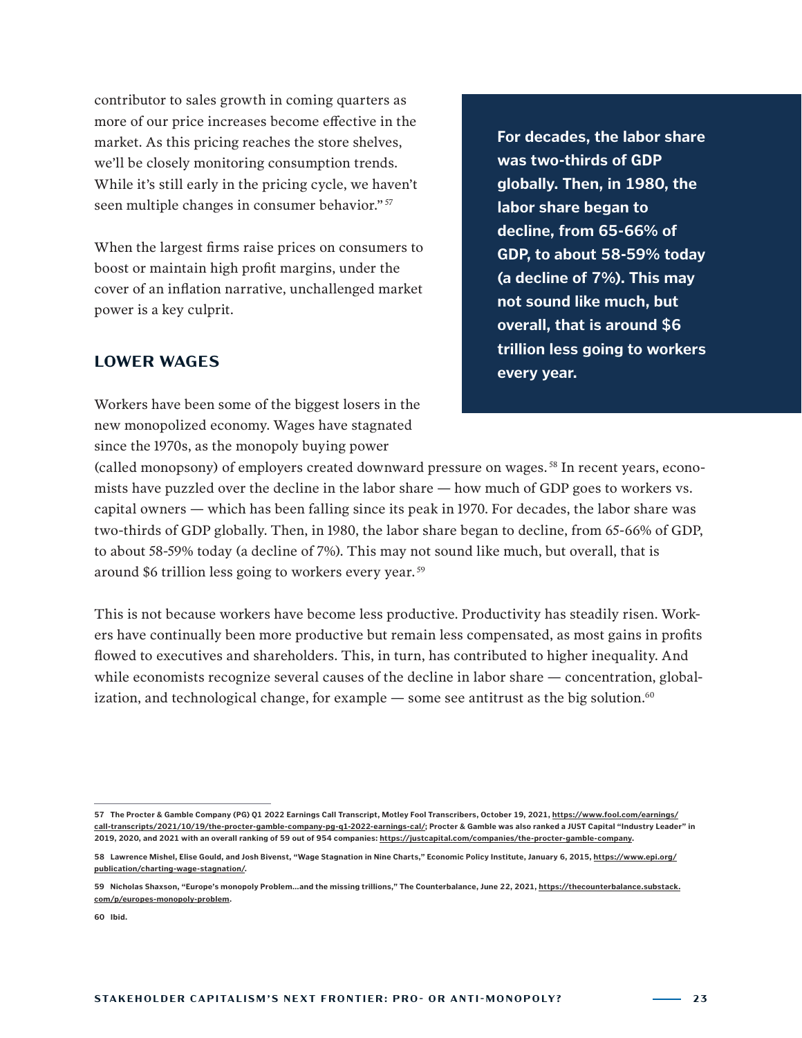contributor to sales growth in coming quarters as more of our price increases become effective in the market. As this pricing reaches the store shelves, we'll be closely monitoring consumption trends. While it's still early in the pricing cycle, we haven't seen multiple changes in consumer behavior."[57]

When the largest firms raise prices on consumers to boost or maintain high profit margins, under the cover of an inflation narrative, unchallenged market power is a key culprit.

**For decades, the labor share was two-thirds of GDP globally. Then, in 1980, the labor share began to decline, from 65-66% of GDP, to about 58-59% today (a decline of 7%). This may not sound like much, but overall, that is around $6 trillion less going to workers every year.**

## LOWER WAGES

Workers have been some of the biggest losers in the new monopolized economy. Wages have stagnated since the 1970s, as the monopoly buying power (called monopsony) of employers created downward pressure on wages.[58] In recent years, economists have puzzled over the decline in the labor share — how much of GDP goes to workers vs. capital owners — which has been falling since its peak in 1970. For decades, the labor share was two-thirds of GDP globally. Then, in 1980, the labor share began to decline, from 65-66% of GDP, to about 58-59% today (a decline of 7%). This may not sound like much, but overall, that is around $6 trillion less going to workers every year.[59]

This is not because workers have become less productive. Productivity has steadily risen. Workers have continually been more productive but remain less compensated, as most gains in profits flowed to executives and shareholders. This, in turn, has contributed to higher inequality. And while economists recognize several causes of the decline in labor share — concentration, globalization, and technological change, for example — some see antitrust as the big solution.[60]

---

57 The Procter & Gamble Company (PG) Q1 2022 Earnings Call Transcript, Motley Fool Transcribers, October 19, 2021, https://www.fool.com/earnings/call-transcripts/2021/10/19/the-procter-gamble-company-pg-q1-2022-earnings-cal/; Procter & Gamble was also ranked a JUST Capital "Industry Leader" in 2019, 2020, and 2021 with an overall ranking of 59 out of 954 companies: https://justcapital.com/companies/the-procter-gamble-company.

58 Lawrence Mishel, Elise Gould, and Josh Bivenst, "Wage Stagnation in Nine Charts," Economic Policy Institute, January 6, 2015, https://www.epi.org/publication/charting-wage-stagnation/.

59 Nicholas Shaxson, "Europe's monopoly Problem...and the missing trillions," The Counterbalance, June 22, 2021, https://thecounterbalance.substack.com/p/europes-monopoly-problem.

60 Ibid.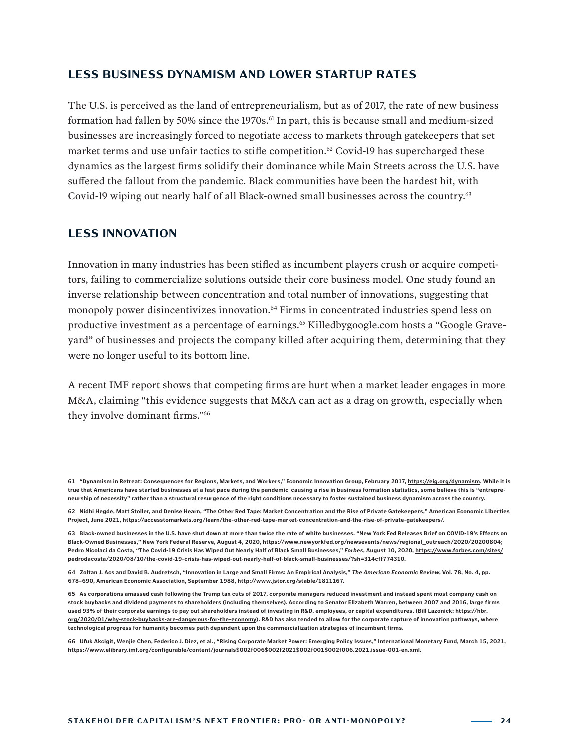## LESS BUSINESS DYNAMISM AND LOWER STARTUP RATES

The U.S. is perceived as the land of entrepreneurialism, but as of 2017, the rate of new business formation had fallen by 50% since the 1970s.[61] In part, this is because small and medium-sized businesses are increasingly forced to negotiate access to markets through gatekeepers that set market terms and use unfair tactics to stifle competition.[62] Covid-19 has supercharged these dynamics as the largest firms solidify their dominance while Main Streets across the U.S. have suffered the fallout from the pandemic. Black communities have been the hardest hit, with Covid-19 wiping out nearly half of all Black-owned small businesses across the country.[63]

## LESS INNOVATION

Innovation in many industries has been stifled as incumbent players crush or acquire competitors, failing to commercialize solutions outside their core business model. One study found an inverse relationship between concentration and total number of innovations, suggesting that monopoly power disincentivizes innovation.[64] Firms in concentrated industries spend less on productive investment as a percentage of earnings.[65] Killedbygoogle.com hosts a "Google Graveyard" of businesses and projects the company killed after acquiring them, determining that they were no longer useful to its bottom line.

A recent IMF report shows that competing firms are hurt when a market leader engages in more M&A, claiming "this evidence suggests that M&A can act as a drag on growth, especially when they involve dominant firms."[66]

---

**61 "Dynamism in Retreat: Consequences for Regions, Markets, and Workers," Economic Innovation Group, February 2017, https://eig.org/dynamism. While it is true that Americans have started businesses at a fast pace during the pandemic, causing a rise in business formation statistics, some believe this is "entrepreneurship of necessity" rather than a structural resurgence of the right conditions necessary to foster sustained business dynamism across the country.**

**62 Nidhi Hegde, Matt Stoller, and Denise Hearn, "The Other Red Tape: Market Concentration and the Rise of Private Gatekeepers," American Economic Liberties Project, June 2021, https://accesstomarkets.org/learn/the-other-red-tape-market-concentration-and-the-rise-of-private-gatekeepers/.**

**63 Black-owned businesses in the U.S. have shut down at more than twice the rate of white businesses. "New York Fed Releases Brief on COVID-19's Effects on Black-Owned Businesses," New York Federal Reserve, August 4, 2020, https://www.newyorkfed.org/newsevents/news/regional_outreach/2020/20200804; Pedro Nicolaci da Costa, "The Covid-19 Crisis Has Wiped Out Nearly Half of Black Small Businesses,"** ***Forbes*****, August 10, 2020, https://www.forbes.com/sites/pedrodacosta/2020/08/10/the-covid-19-crisis-has-wiped-out-nearly-half-of-black-small-businesses/?sh=314cff774310.**

**64 Zoltan J. Acs and David B. Audretsch, "Innovation in Large and Small Firms: An Empirical Analysis,"** ***The American Economic Review*****, Vol. 78, No. 4, pp. 678–690, American Economic Association, September 1988, http://www.jstor.org/stable/1811167.**

**65 As corporations amassed cash following the Trump tax cuts of 2017, corporate managers reduced investment and instead spent most company cash on stock buybacks and dividend payments to shareholders (including themselves). According to Senator Elizabeth Warren, between 2007 and 2016, large firms used 93% of their corporate earnings to pay out shareholders instead of investing in R&D, employees, or capital expenditures. (Bill Lazonick: https://hbr.org/2020/01/why-stock-buybacks-are-dangerous-for-the-economy). R&D has also tended to allow for the corporate capture of innovation pathways, where technological progress for humanity becomes path dependent upon the commercialization strategies of incumbent firms.**

**66 Ufuk Akcigit, Wenjie Chen, Federico J. Diez, et al., "Rising Corporate Market Power: Emerging Policy Issues," International Monetary Fund, March 15, 2021, https://www.elibrary.imf.org/configurable/content/journals$002f006$002f2021$002f001$002f006.2021.issue-001-en.xml.**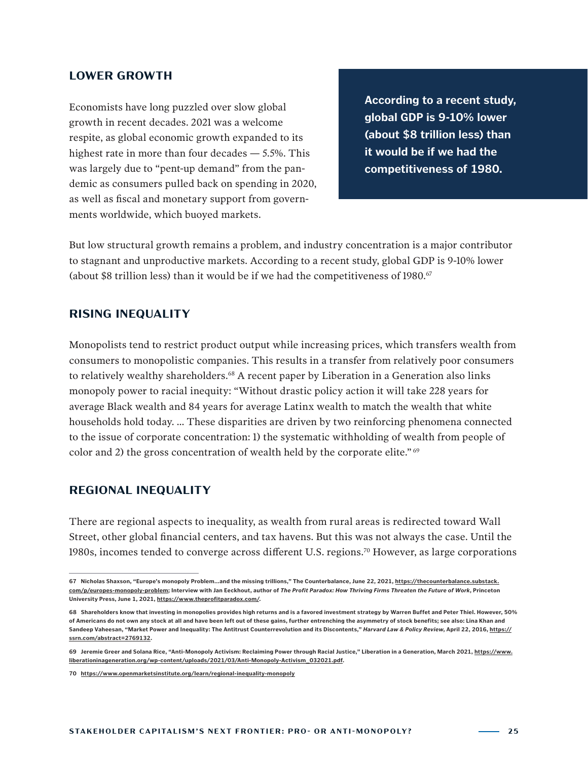## LOWER GROWTH

Economists have long puzzled over slow global growth in recent decades. 2021 was a welcome respite, as global economic growth expanded to its highest rate in more than four decades — 5.5%. This was largely due to "pent-up demand" from the pandemic as consumers pulled back on spending in 2020, as well as fiscal and monetary support from governments worldwide, which buoyed markets.

**According to a recent study, global GDP is 9-10% lower (about $8 trillion less) than it would be if we had the competitiveness of 1980.**

But low structural growth remains a problem, and industry concentration is a major contributor to stagnant and unproductive markets. According to a recent study, global GDP is 9-10% lower (about $8 trillion less) than it would be if we had the competitiveness of 1980.[67]

## RISING INEQUALITY

Monopolists tend to restrict product output while increasing prices, which transfers wealth from consumers to monopolistic companies. This results in a transfer from relatively poor consumers to relatively wealthy shareholders.[68] A recent paper by Liberation in a Generation also links monopoly power to racial inequity: "Without drastic policy action it will take 228 years for average Black wealth and 84 years for average Latinx wealth to match the wealth that white households hold today. … These disparities are driven by two reinforcing phenomena connected to the issue of corporate concentration: 1) the systematic withholding of wealth from people of color and 2) the gross concentration of wealth held by the corporate elite."[69]

## REGIONAL INEQUALITY

There are regional aspects to inequality, as wealth from rural areas is redirected toward Wall Street, other global financial centers, and tax havens. But this was not always the case. Until the 1980s, incomes tended to converge across different U.S. regions.[70] However, as large corporations

---

67 Nicholas Shaxson, "Europe's monopoly Problem…and the missing trillions," The Counterbalance, June 22, 2021, https://thecounterbalance.substack.com/p/europes-monopoly-problem; Interview with Jan Eeckhout, author of *The Profit Paradox: How Thriving Firms Threaten the Future of Work*, Princeton University Press, June 1, 2021, https://www.theprofitparadox.com/.

68 Shareholders know that investing in monopolies provides high returns and is a favored investment strategy by Warren Buffet and Peter Thiel. However, 50% of Americans do not own any stock at all and have been left out of these gains, further entrenching the asymmetry of stock benefits; see also: Lina Khan and Sandeep Vaheesan, "Market Power and Inequality: The Antitrust Counterrevolution and its Discontents," *Harvard Law & Policy Review*, April 22, 2016, https://ssrn.com/abstract=2769132.

69 Jeremie Greer and Solana Rice, "Anti-Monopoly Activism: Reclaiming Power through Racial Justice," Liberation in a Generation, March 2021, https://www.liberationinageneration.org/wp-content/uploads/2021/03/Anti-Monopoly-Activism_032021.pdf.

70 https://www.openmarketsinstitute.org/learn/regional-inequality-monopoly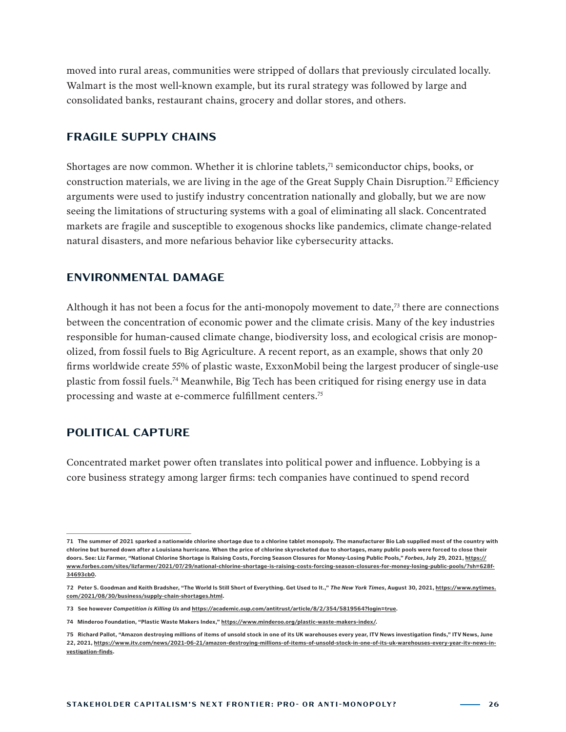moved into rural areas, communities were stripped of dollars that previously circulated locally. Walmart is the most well-known example, but its rural strategy was followed by large and consolidated banks, restaurant chains, grocery and dollar stores, and others.

## FRAGILE SUPPLY CHAINS

Shortages are now common. Whether it is chlorine tablets,[71] semiconductor chips, books, or construction materials, we are living in the age of the Great Supply Chain Disruption.[72] Efficiency arguments were used to justify industry concentration nationally and globally, but we are now seeing the limitations of structuring systems with a goal of eliminating all slack. Concentrated markets are fragile and susceptible to exogenous shocks like pandemics, climate change-related natural disasters, and more nefarious behavior like cybersecurity attacks.

## ENVIRONMENTAL DAMAGE

Although it has not been a focus for the anti-monopoly movement to date,[73] there are connections between the concentration of economic power and the climate crisis. Many of the key industries responsible for human-caused climate change, biodiversity loss, and ecological crisis are monopolized, from fossil fuels to Big Agriculture. A recent report, as an example, shows that only 20 firms worldwide create 55% of plastic waste, ExxonMobil being the largest producer of single-use plastic from fossil fuels.[74] Meanwhile, Big Tech has been critiqued for rising energy use in data processing and waste at e-commerce fulfillment centers.[75]

## POLITICAL CAPTURE

Concentrated market power often translates into political power and influence. Lobbying is a core business strategy among larger firms: tech companies have continued to spend record

---

71 The summer of 2021 sparked a nationwide chlorine shortage due to a chlorine tablet monopoly. The manufacturer Bio Lab supplied most of the country with chlorine but burned down after a Louisiana hurricane. When the price of chlorine skyrocketed due to shortages, many public pools were forced to close their doors. See: Liz Farmer, "National Chlorine Shortage is Raising Costs, Forcing Season Closures for Money-Losing Public Pools," *Forbes*, July 29, 2021, https://www.forbes.com/sites/lizfarmer/2021/07/29/national-chlorine-shortage-is-raising-costs-forcing-season-closures-for-money-losing-public-pools/?sh=628f-34693cb0.

72 Peter S. Goodman and Keith Bradsher, "The World Is Still Short of Everything. Get Used to It.," *The New York Times*, August 30, 2021, https://www.nytimes.com/2021/08/30/business/supply-chain-shortages.html.

73 See however *Competition is Killing Us* and https://academic.oup.com/antitrust/article/8/2/354/5819564?login=true.

74 Minderoo Foundation, "Plastic Waste Makers Index," https://www.minderoo.org/plastic-waste-makers-index/.

75 Richard Pallot, "Amazon destroying millions of items of unsold stock in one of its UK warehouses every year, ITV News investigation finds," ITV News, June 22, 2021, https://www.itv.com/news/2021-06-21/amazon-destroying-millions-of-items-of-unsold-stock-in-one-of-its-uk-warehouses-every-year-itv-news-investigation-finds.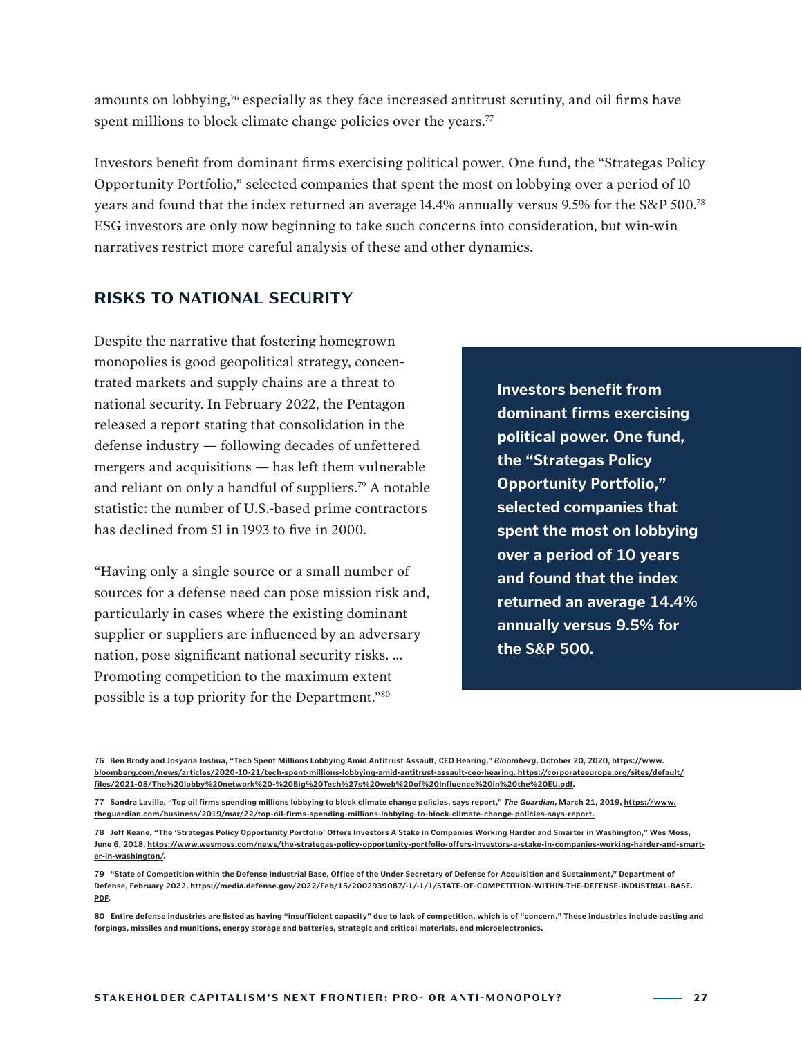amounts on lobbying,[76] especially as they face increased antitrust scrutiny, and oil firms have spent millions to block climate change policies over the years.[77]

Investors benefit from dominant firms exercising political power. One fund, the "Strategas Policy Opportunity Portfolio," selected companies that spent the most on lobbying over a period of 10 years and found that the index returned an average 14.4% annually versus 9.5% for the S&P 500.[78] ESG investors are only now beginning to take such concerns into consideration, but win-win narratives restrict more careful analysis of these and other dynamics.

## RISKS TO NATIONAL SECURITY

Despite the narrative that fostering homegrown monopolies is good geopolitical strategy, concentrated markets and supply chains are a threat to national security. In February 2022, the Pentagon released a report stating that consolidation in the defense industry — following decades of unfettered mergers and acquisitions — has left them vulnerable and reliant on only a handful of suppliers.[79] A notable statistic: the number of U.S.-based prime contractors has declined from 51 in 1993 to five in 2000.

"Having only a single source or a small number of sources for a defense need can pose mission risk and, particularly in cases where the existing dominant supplier or suppliers are influenced by an adversary nation, pose significant national security risks. … Promoting competition to the maximum extent possible is a top priority for the Department."[80]

**Investors benefit from dominant firms exercising political power. One fund, the "Strategas Policy Opportunity Portfolio," selected companies that spent the most on lobbying over a period of 10 years and found that the index returned an average 14.4% annually versus 9.5% for the S&P 500.**

---

76 Ben Brody and Josyana Joshua, "Tech Spent Millions Lobbying Amid Antitrust Assault, CEO Hearing," *Bloomberg*, October 20, 2020, https://www.bloomberg.com/news/articles/2020-10-21/tech-spent-millions-lobbying-amid-antitrust-assault-ceo-hearing. https://corporateeurope.org/sites/default/files/2021-08/The%20lobby%20network%20-%20Big%20Tech%27s%20web%20of%20influence%20in%20the%20EU.pdf.

77 Sandra Laville, "Top oil firms spending millions lobbying to block climate change policies, says report," *The Guardian*, March 21, 2019, https://www.theguardian.com/business/2019/mar/22/top-oil-firms-spending-millions-lobbying-to-block-climate-change-policies-says-report.

78 Jeff Keane, "The 'Strategas Policy Opportunity Portfolio' Offers Investors A Stake in Companies Working Harder and Smarter in Washington," Wes Moss, June 6, 2018, https://www.wesmoss.com/news/the-strategas-policy-opportunity-portfolio-offers-investors-a-stake-in-companies-working-harder-and-smarter-in-washington/.

79 "State of Competition within the Defense Industrial Base, Office of the Under Secretary of Defense for Acquisition and Sustainment," Department of Defense, February 2022, https://media.defense.gov/2022/Feb/15/2002939087/-1/-1/1/STATE-OF-COMPETITION-WITHIN-THE-DEFENSE-INDUSTRIAL-BASE.PDF.

80 Entire defense industries are listed as having "insufficient capacity" due to lack of competition, which is of "concern." These industries include casting and forgings, missiles and munitions, energy storage and batteries, strategic and critical materials, and microelectronics.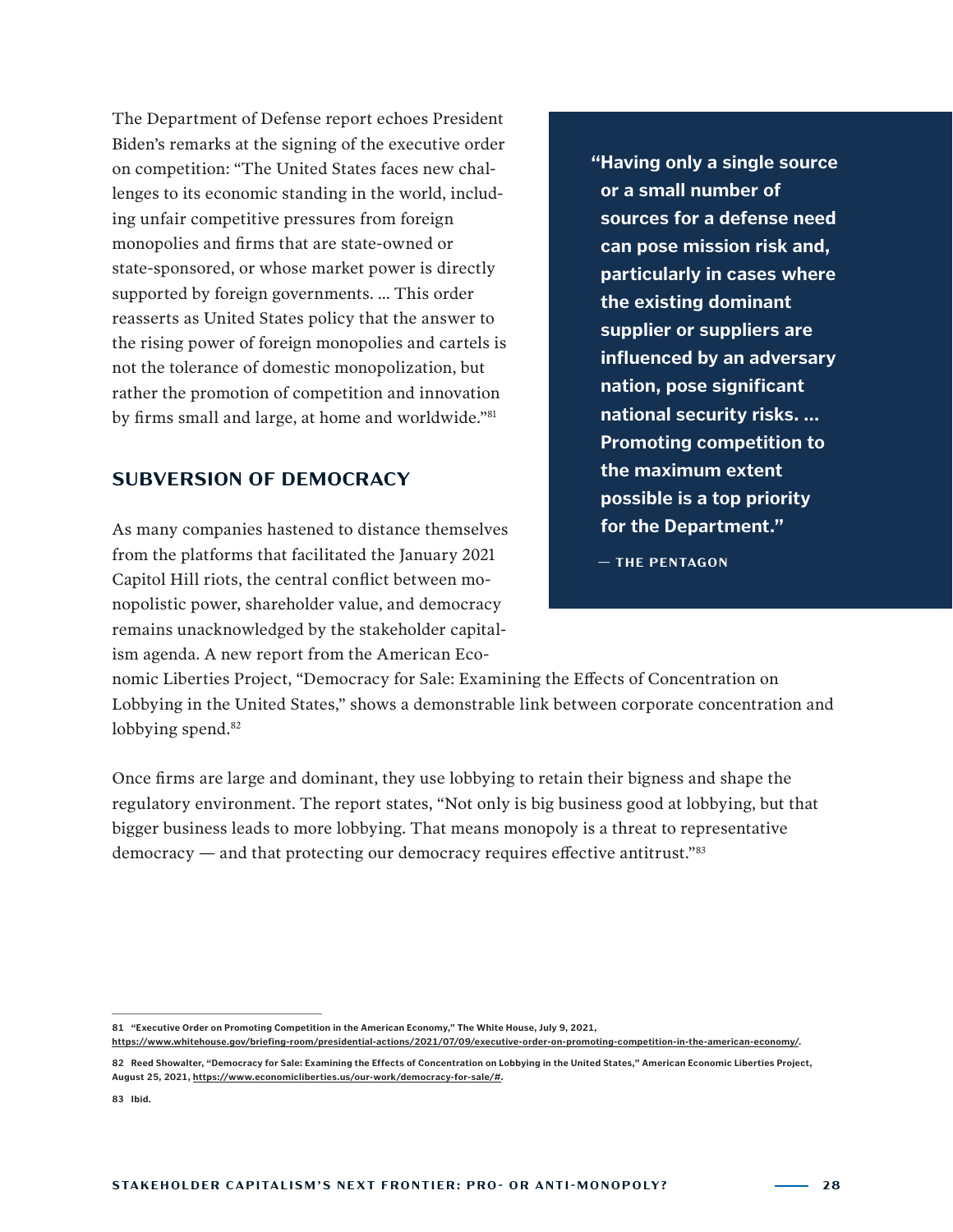The Department of Defense report echoes President Biden's remarks at the signing of the executive order on competition: "The United States faces new challenges to its economic standing in the world, including unfair competitive pressures from foreign monopolies and firms that are state-owned or state-sponsored, or whose market power is directly supported by foreign governments. ... This order reasserts as United States policy that the answer to the rising power of foreign monopolies and cartels is not the tolerance of domestic monopolization, but rather the promotion of competition and innovation by firms small and large, at home and worldwide."[81]

> **"Having only a single source or a small number of sources for a defense need can pose mission risk and, particularly in cases where the existing dominant supplier or suppliers are influenced by an adversary nation, pose significant national security risks. ... Promoting competition to the maximum extent possible is a top priority for the Department."**
>
> **— THE PENTAGON**

## SUBVERSION OF DEMOCRACY

As many companies hastened to distance themselves from the platforms that facilitated the January 2021 Capitol Hill riots, the central conflict between monopolistic power, shareholder value, and democracy remains unacknowledged by the stakeholder capitalism agenda. A new report from the American Economic Liberties Project, "Democracy for Sale: Examining the Effects of Concentration on Lobbying in the United States," shows a demonstrable link between corporate concentration and lobbying spend.[82]

Once firms are large and dominant, they use lobbying to retain their bigness and shape the regulatory environment. The report states, "Not only is big business good at lobbying, but that bigger business leads to more lobbying. That means monopoly is a threat to representative democracy — and that protecting our democracy requires effective antitrust."[83]

---

81 "Executive Order on Promoting Competition in the American Economy," The White House, July 9, 2021, https://www.whitehouse.gov/briefing-room/presidential-actions/2021/07/09/executive-order-on-promoting-competition-in-the-american-economy/.

82 Reed Showalter, "Democracy for Sale: Examining the Effects of Concentration on Lobbying in the United States," American Economic Liberties Project, August 25, 2021, https://www.economicliberties.us/our-work/democracy-for-sale/#.

83 Ibid.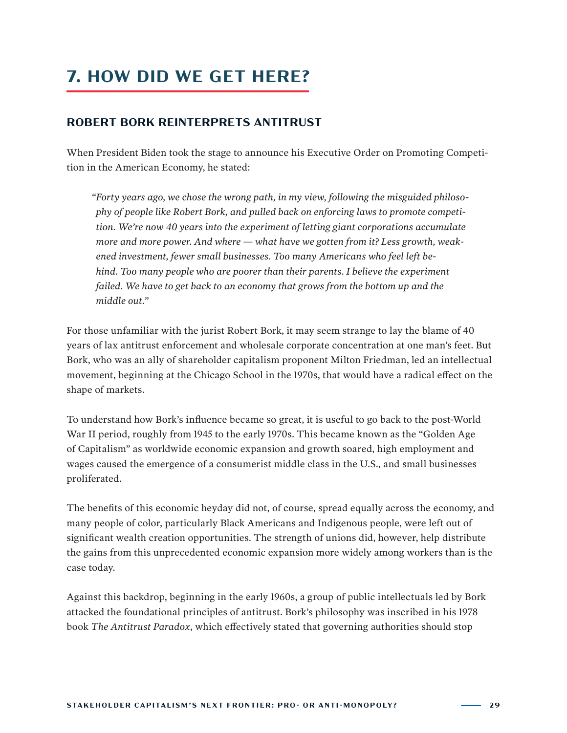# 7. HOW DID WE GET HERE?

## ROBERT BORK REINTERPRETS ANTITRUST

When President Biden took the stage to announce his Executive Order on Promoting Competition in the American Economy, he stated:

> *"Forty years ago, we chose the wrong path, in my view, following the misguided philosophy of people like Robert Bork, and pulled back on enforcing laws to promote competition. We're now 40 years into the experiment of letting giant corporations accumulate more and more power. And where — what have we gotten from it? Less growth, weakened investment, fewer small businesses. Too many Americans who feel left behind. Too many people who are poorer than their parents. I believe the experiment failed. We have to get back to an economy that grows from the bottom up and the middle out."*

For those unfamiliar with the jurist Robert Bork, it may seem strange to lay the blame of 40 years of lax antitrust enforcement and wholesale corporate concentration at one man's feet. But Bork, who was an ally of shareholder capitalism proponent Milton Friedman, led an intellectual movement, beginning at the Chicago School in the 1970s, that would have a radical effect on the shape of markets.

To understand how Bork's influence became so great, it is useful to go back to the post-World War II period, roughly from 1945 to the early 1970s. This became known as the "Golden Age of Capitalism" as worldwide economic expansion and growth soared, high employment and wages caused the emergence of a consumerist middle class in the U.S., and small businesses proliferated.

The benefits of this economic heyday did not, of course, spread equally across the economy, and many people of color, particularly Black Americans and Indigenous people, were left out of significant wealth creation opportunities. The strength of unions did, however, help distribute the gains from this unprecedented economic expansion more widely among workers than is the case today.

Against this backdrop, beginning in the early 1960s, a group of public intellectuals led by Bork attacked the foundational principles of antitrust. Bork's philosophy was inscribed in his 1978 book *The Antitrust Paradox*, which effectively stated that governing authorities should stop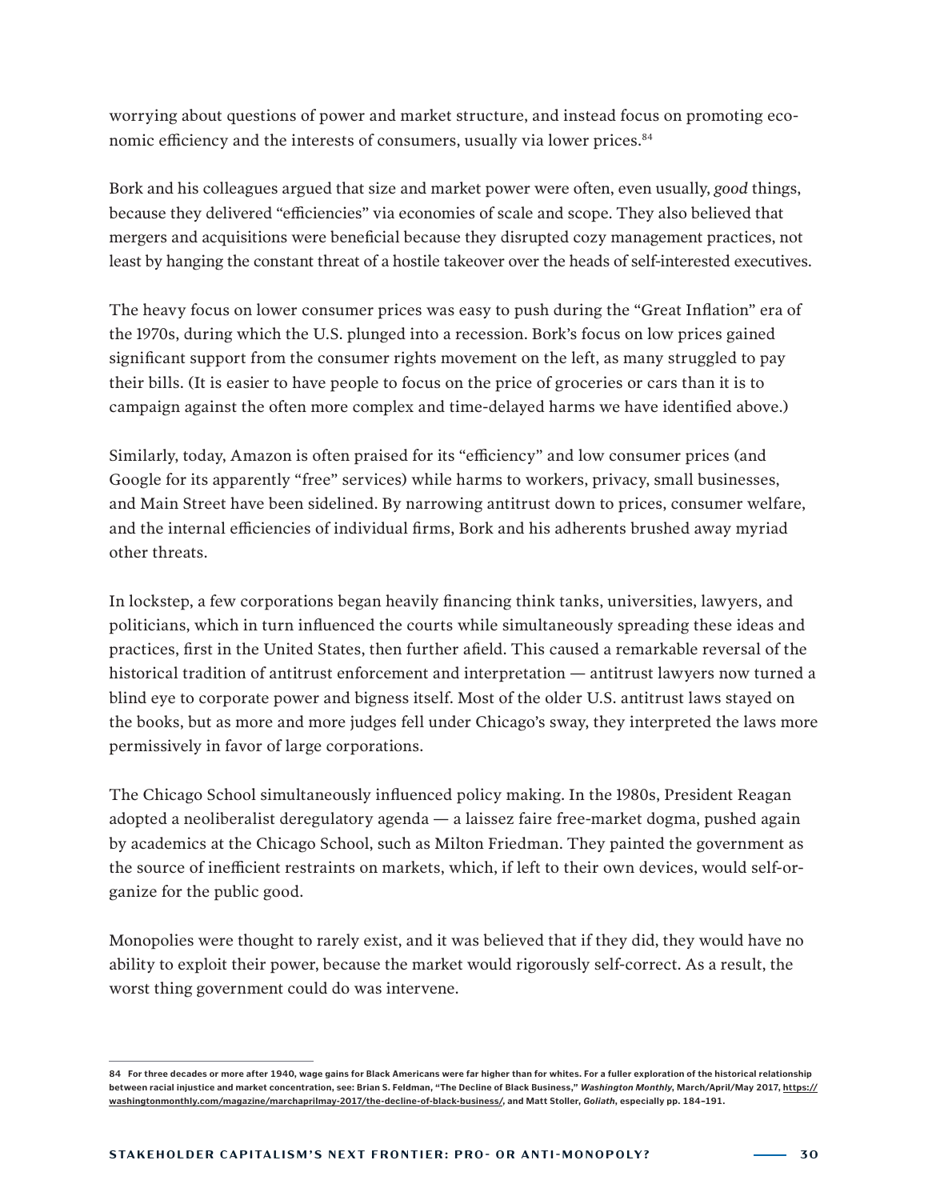worrying about questions of power and market structure, and instead focus on promoting economic efficiency and the interests of consumers, usually via lower prices.[84]

Bork and his colleagues argued that size and market power were often, even usually, *good* things, because they delivered "efficiencies" via economies of scale and scope. They also believed that mergers and acquisitions were beneficial because they disrupted cozy management practices, not least by hanging the constant threat of a hostile takeover over the heads of self-interested executives.

The heavy focus on lower consumer prices was easy to push during the "Great Inflation" era of the 1970s, during which the U.S. plunged into a recession. Bork's focus on low prices gained significant support from the consumer rights movement on the left, as many struggled to pay their bills. (It is easier to have people to focus on the price of groceries or cars than it is to campaign against the often more complex and time-delayed harms we have identified above.)

Similarly, today, Amazon is often praised for its "efficiency" and low consumer prices (and Google for its apparently "free" services) while harms to workers, privacy, small businesses, and Main Street have been sidelined. By narrowing antitrust down to prices, consumer welfare, and the internal efficiencies of individual firms, Bork and his adherents brushed away myriad other threats.

In lockstep, a few corporations began heavily financing think tanks, universities, lawyers, and politicians, which in turn influenced the courts while simultaneously spreading these ideas and practices, first in the United States, then further afield. This caused a remarkable reversal of the historical tradition of antitrust enforcement and interpretation — antitrust lawyers now turned a blind eye to corporate power and bigness itself. Most of the older U.S. antitrust laws stayed on the books, but as more and more judges fell under Chicago's sway, they interpreted the laws more permissively in favor of large corporations.

The Chicago School simultaneously influenced policy making. In the 1980s, President Reagan adopted a neoliberalist deregulatory agenda — a laissez faire free-market dogma, pushed again by academics at the Chicago School, such as Milton Friedman. They painted the government as the source of inefficient restraints on markets, which, if left to their own devices, would self-organize for the public good.

Monopolies were thought to rarely exist, and it was believed that if they did, they would have no ability to exploit their power, because the market would rigorously self-correct. As a result, the worst thing government could do was intervene.

---

**84 For three decades or more after 1940, wage gains for Black Americans were far higher than for whites. For a fuller exploration of the historical relationship between racial injustice and market concentration, see: Brian S. Feldman, "The Decline of Black Business,"** ***Washington Monthly*****, March/April/May 2017, https://washingtonmonthly.com/magazine/marchaprilmay-2017/the-decline-of-black-business/, and Matt Stoller,** ***Goliath*****, especially pp. 184–191.**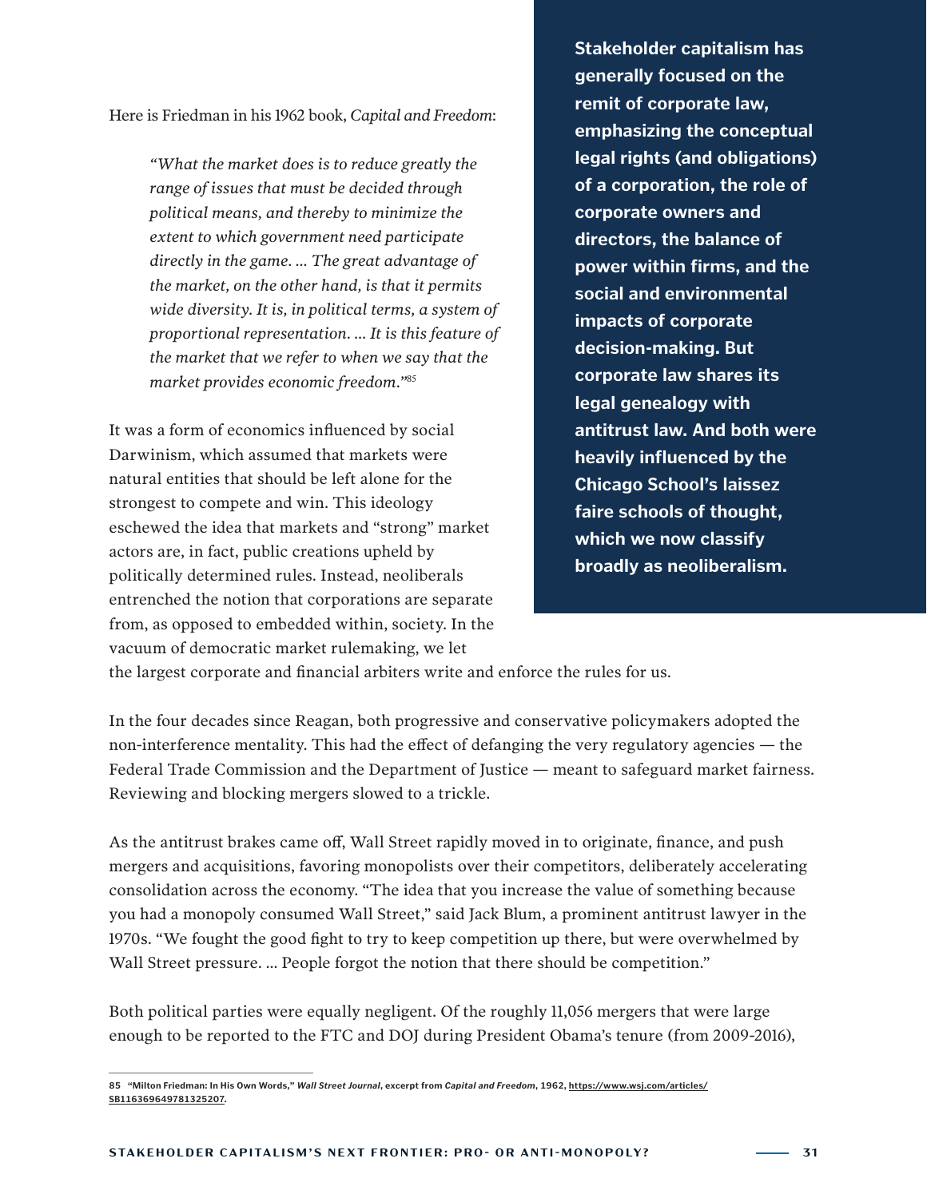Here is Friedman in his 1962 book, *Capital and Freedom*:

> *"What the market does is to reduce greatly the range of issues that must be decided through political means, and thereby to minimize the extent to which government need participate directly in the game. … The great advantage of the market, on the other hand, is that it permits wide diversity. It is, in political terms, a system of proportional representation. … It is this feature of the market that we refer to when we say that the market provides economic freedom."*[85]

It was a form of economics influenced by social Darwinism, which assumed that markets were natural entities that should be left alone for the strongest to compete and win. This ideology eschewed the idea that markets and "strong" market actors are, in fact, public creations upheld by politically determined rules. Instead, neoliberals entrenched the notion that corporations are separate from, as opposed to embedded within, society. In the vacuum of democratic market rulemaking, we let the largest corporate and financial arbiters write and enforce the rules for us.

**Stakeholder capitalism has generally focused on the remit of corporate law, emphasizing the conceptual legal rights (and obligations) of a corporation, the role of corporate owners and directors, the balance of power within firms, and the social and environmental impacts of corporate decision-making. But corporate law shares its legal genealogy with antitrust law. And both were heavily influenced by the Chicago School's laissez faire schools of thought, which we now classify broadly as neoliberalism.**

In the four decades since Reagan, both progressive and conservative policymakers adopted the non-interference mentality. This had the effect of defanging the very regulatory agencies — the Federal Trade Commission and the Department of Justice — meant to safeguard market fairness. Reviewing and blocking mergers slowed to a trickle.

As the antitrust brakes came off, Wall Street rapidly moved in to originate, finance, and push mergers and acquisitions, favoring monopolists over their competitors, deliberately accelerating consolidation across the economy. "The idea that you increase the value of something because you had a monopoly consumed Wall Street," said Jack Blum, a prominent antitrust lawyer in the 1970s. "We fought the good fight to try to keep competition up there, but were overwhelmed by Wall Street pressure. … People forgot the notion that there should be competition."

Both political parties were equally negligent. Of the roughly 11,056 mergers that were large enough to be reported to the FTC and DOJ during President Obama's tenure (from 2009-2016),

85 "Milton Friedman: In His Own Words," *Wall Street Journal*, excerpt from *Capital and Freedom*, 1962, https://www.wsj.com/articles/SB116369649781325207.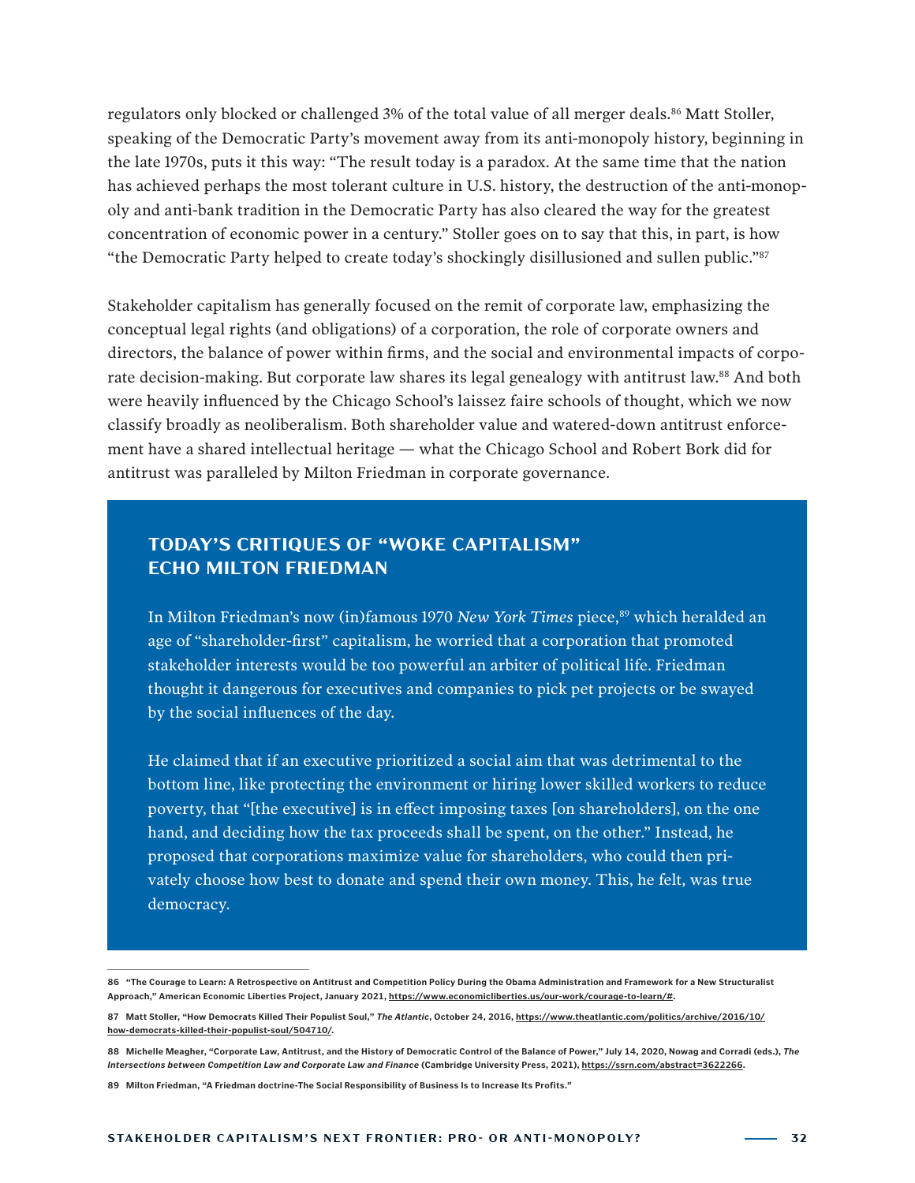regulators only blocked or challenged 3% of the total value of all merger deals.[86] Matt Stoller, speaking of the Democratic Party's movement away from its anti-monopoly history, beginning in the late 1970s, puts it this way: "The result today is a paradox. At the same time that the nation has achieved perhaps the most tolerant culture in U.S. history, the destruction of the anti-monopoly and anti-bank tradition in the Democratic Party has also cleared the way for the greatest concentration of economic power in a century." Stoller goes on to say that this, in part, is how "the Democratic Party helped to create today's shockingly disillusioned and sullen public."[87]

Stakeholder capitalism has generally focused on the remit of corporate law, emphasizing the conceptual legal rights (and obligations) of a corporation, the role of corporate owners and directors, the balance of power within firms, and the social and environmental impacts of corporate decision-making. But corporate law shares its legal genealogy with antitrust law.[88] And both were heavily influenced by the Chicago School's laissez faire schools of thought, which we now classify broadly as neoliberalism. Both shareholder value and watered-down antitrust enforcement have a shared intellectual heritage — what the Chicago School and Robert Bork did for antitrust was paralleled by Milton Friedman in corporate governance.

## TODAY'S CRITIQUES OF "WOKE CAPITALISM" ECHO MILTON FRIEDMAN

In Milton Friedman's now (in)famous 1970 *New York Times* piece,[89] which heralded an age of "shareholder-first" capitalism, he worried that a corporation that promoted stakeholder interests would be too powerful an arbiter of political life. Friedman thought it dangerous for executives and companies to pick pet projects or be swayed by the social influences of the day.

He claimed that if an executive prioritized a social aim that was detrimental to the bottom line, like protecting the environment or hiring lower skilled workers to reduce poverty, that "[the executive] is in effect imposing taxes [on shareholders], on the one hand, and deciding how the tax proceeds shall be spent, on the other." Instead, he proposed that corporations maximize value for shareholders, who could then privately choose how best to donate and spend their own money. This, he felt, was true democracy.

---

86 "The Courage to Learn: A Retrospective on Antitrust and Competition Policy During the Obama Administration and Framework for a New Structuralist Approach," American Economic Liberties Project, January 2021, https://www.economicliberties.us/our-work/courage-to-learn/#.

87 Matt Stoller, "How Democrats Killed Their Populist Soul," *The Atlantic*, October 24, 2016, https://www.theatlantic.com/politics/archive/2016/10/how-democrats-killed-their-populist-soul/504710/.

88 Michelle Meagher, "Corporate Law, Antitrust, and the History of Democratic Control of the Balance of Power," July 14, 2020, Nowag and Corradi (eds.), *The Intersections between Competition Law and Corporate Law and Finance* (Cambridge University Press, 2021), https://ssrn.com/abstract=3622266.

89 Milton Friedman, "A Friedman doctrine-The Social Responsibility of Business Is to Increase Its Profits."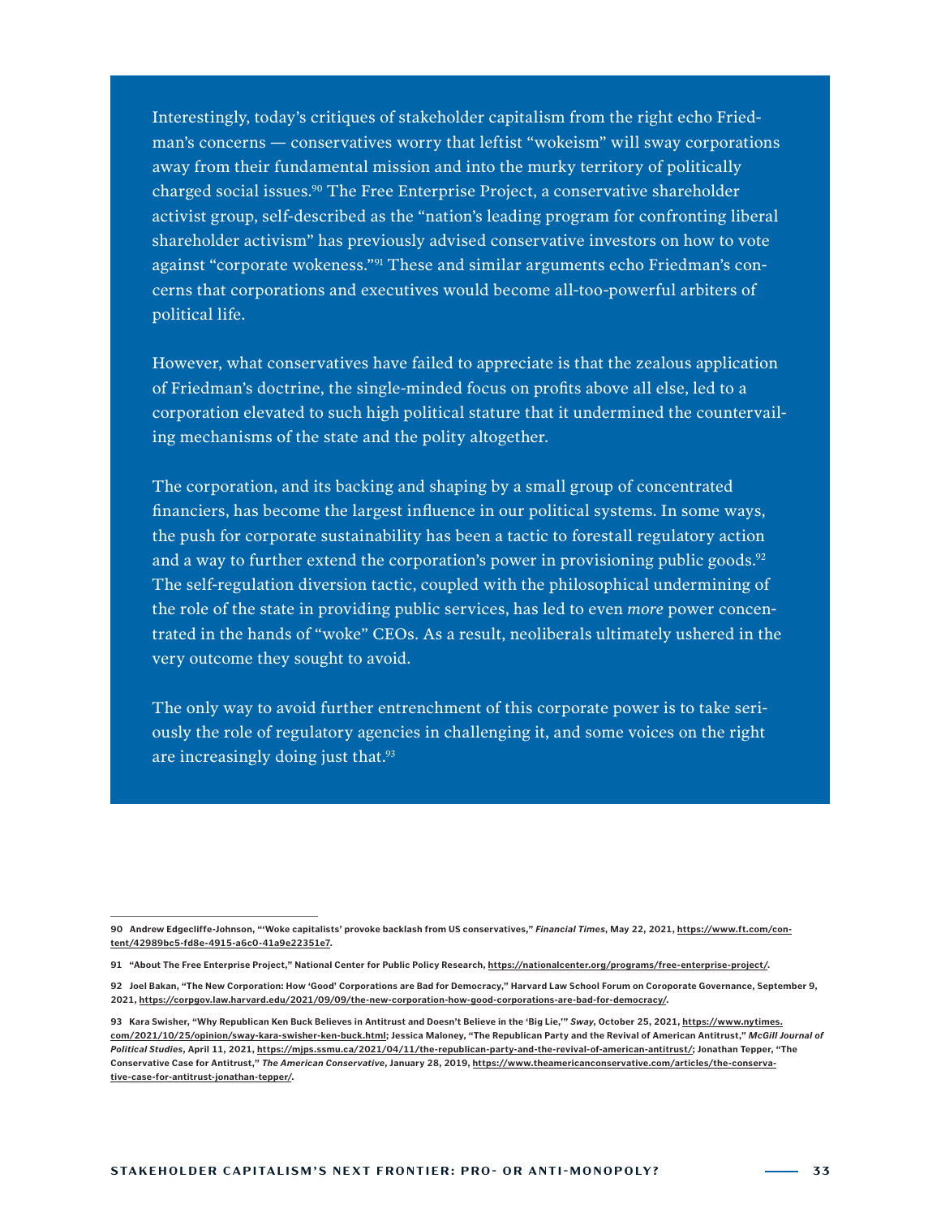Interestingly, today's critiques of stakeholder capitalism from the right echo Friedman's concerns — conservatives worry that leftist "wokeism" will sway corporations away from their fundamental mission and into the murky territory of politically charged social issues.[90] The Free Enterprise Project, a conservative shareholder activist group, self-described as the "nation's leading program for confronting liberal shareholder activism" has previously advised conservative investors on how to vote against "corporate wokeness."[91] These and similar arguments echo Friedman's concerns that corporations and executives would become all-too-powerful arbiters of political life.

However, what conservatives have failed to appreciate is that the zealous application of Friedman's doctrine, the single-minded focus on profits above all else, led to a corporation elevated to such high political stature that it undermined the countervailing mechanisms of the state and the polity altogether.

The corporation, and its backing and shaping by a small group of concentrated financiers, has become the largest influence in our political systems. In some ways, the push for corporate sustainability has been a tactic to forestall regulatory action and a way to further extend the corporation's power in provisioning public goods.[92] The self-regulation diversion tactic, coupled with the philosophical undermining of the role of the state in providing public services, has led to even *more* power concentrated in the hands of "woke" CEOs. As a result, neoliberals ultimately ushered in the very outcome they sought to avoid.

The only way to avoid further entrenchment of this corporate power is to take seriously the role of regulatory agencies in challenging it, and some voices on the right are increasingly doing just that.[93]

---

**90** Andrew Edgecliffe-Johnson, "'Woke capitalists' provoke backlash from US conservatives," *Financial Times*, May 22, 2021, https://www.ft.com/content/42989bc5-fd8e-4915-a6c0-41a9e22351e7.

**91** "About The Free Enterprise Project," National Center for Public Policy Research, https://nationalcenter.org/programs/free-enterprise-project/.

**92** Joel Bakan, "The New Corporation: How 'Good' Corporations are Bad for Democracy," Harvard Law School Forum on Coroporate Governance, September 9, 2021, https://corpgov.law.harvard.edu/2021/09/09/the-new-corporation-how-good-corporations-are-bad-for-democracy/.

**93** Kara Swisher, "Why Republican Ken Buck Believes in Antitrust and Doesn't Believe in the 'Big Lie,'" *Sway*, October 25, 2021, https://www.nytimes.com/2021/10/25/opinion/sway-kara-swisher-ken-buck.html; Jessica Maloney, "The Republican Party and the Revival of American Antitrust," *McGill Journal of Political Studies*, April 11, 2021, https://mjps.ssmu.ca/2021/04/11/the-republican-party-and-the-revival-of-american-antitrust/; Jonathan Tepper, "The Conservative Case for Antitrust," *The American Conservative*, January 28, 2019, https://www.theamericanconservative.com/articles/the-conservative-case-for-antitrust-jonathan-tepper/.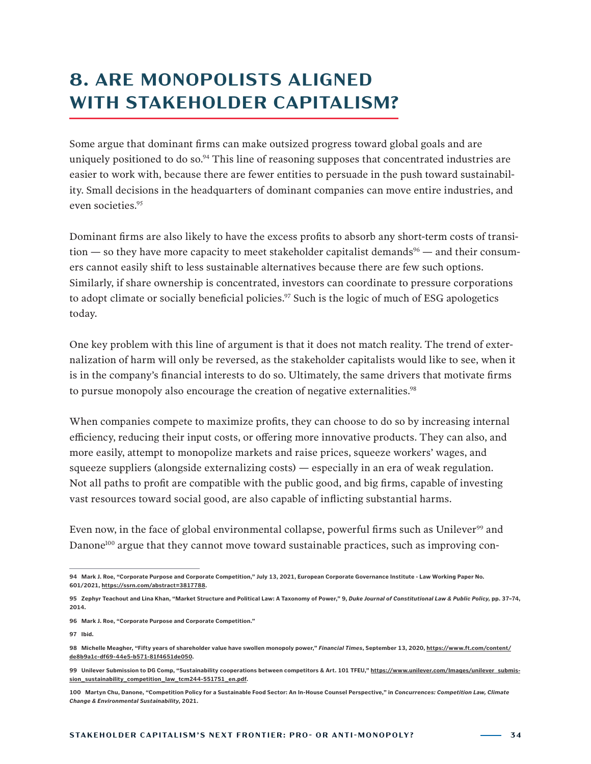# 8. ARE MONOPOLISTS ALIGNED WITH STAKEHOLDER CAPITALISM?

Some argue that dominant firms can make outsized progress toward global goals and are uniquely positioned to do so.[94] This line of reasoning supposes that concentrated industries are easier to work with, because there are fewer entities to persuade in the push toward sustainability. Small decisions in the headquarters of dominant companies can move entire industries, and even societies.[95]

Dominant firms are also likely to have the excess profits to absorb any short-term costs of transition — so they have more capacity to meet stakeholder capitalist demands[96] — and their consumers cannot easily shift to less sustainable alternatives because there are few such options. Similarly, if share ownership is concentrated, investors can coordinate to pressure corporations to adopt climate or socially beneficial policies.[97] Such is the logic of much of ESG apologetics today.

One key problem with this line of argument is that it does not match reality. The trend of externalization of harm will only be reversed, as the stakeholder capitalists would like to see, when it is in the company's financial interests to do so. Ultimately, the same drivers that motivate firms to pursue monopoly also encourage the creation of negative externalities.[98]

When companies compete to maximize profits, they can choose to do so by increasing internal efficiency, reducing their input costs, or offering more innovative products. They can also, and more easily, attempt to monopolize markets and raise prices, squeeze workers' wages, and squeeze suppliers (alongside externalizing costs) — especially in an era of weak regulation. Not all paths to profit are compatible with the public good, and big firms, capable of investing vast resources toward social good, are also capable of inflicting substantial harms.

Even now, in the face of global environmental collapse, powerful firms such as Unilever[99] and Danone[100] argue that they cannot move toward sustainable practices, such as improving con-

---

**94 Mark J. Roe, "Corporate Purpose and Corporate Competition," July 13, 2021, European Corporate Governance Institute - Law Working Paper No. 601/2021, https://ssrn.com/abstract=3817788.**

**95 Zephyr Teachout and Lina Khan, "Market Structure and Political Law: A Taxonomy of Power," 9, *Duke Journal of Constitutional Law & Public Policy,* pp. 37–74, 2014.**

**96 Mark J. Roe, "Corporate Purpose and Corporate Competition."**

**97 Ibid.**

**98 Michelle Meagher, "Fifty years of shareholder value have swollen monopoly power," *Financial Times*, September 13, 2020, https://www.ft.com/content/de8b9a1c-df69-44e5-b571-81f4651de050.**

**99 Unilever Submission to DG Comp, "Sustainability cooperations between competitors & Art. 101 TFEU," https://www.unilever.com/Images/unilever_submission_sustainability_competition_law_tcm244-551751_en.pdf.**

**100 Martyn Chu, Danone, "Competition Policy for a Sustainable Food Sector: An In-House Counsel Perspective," in *Concurrences: Competition Law, Climate Change & Environmental Sustainability*, 2021.**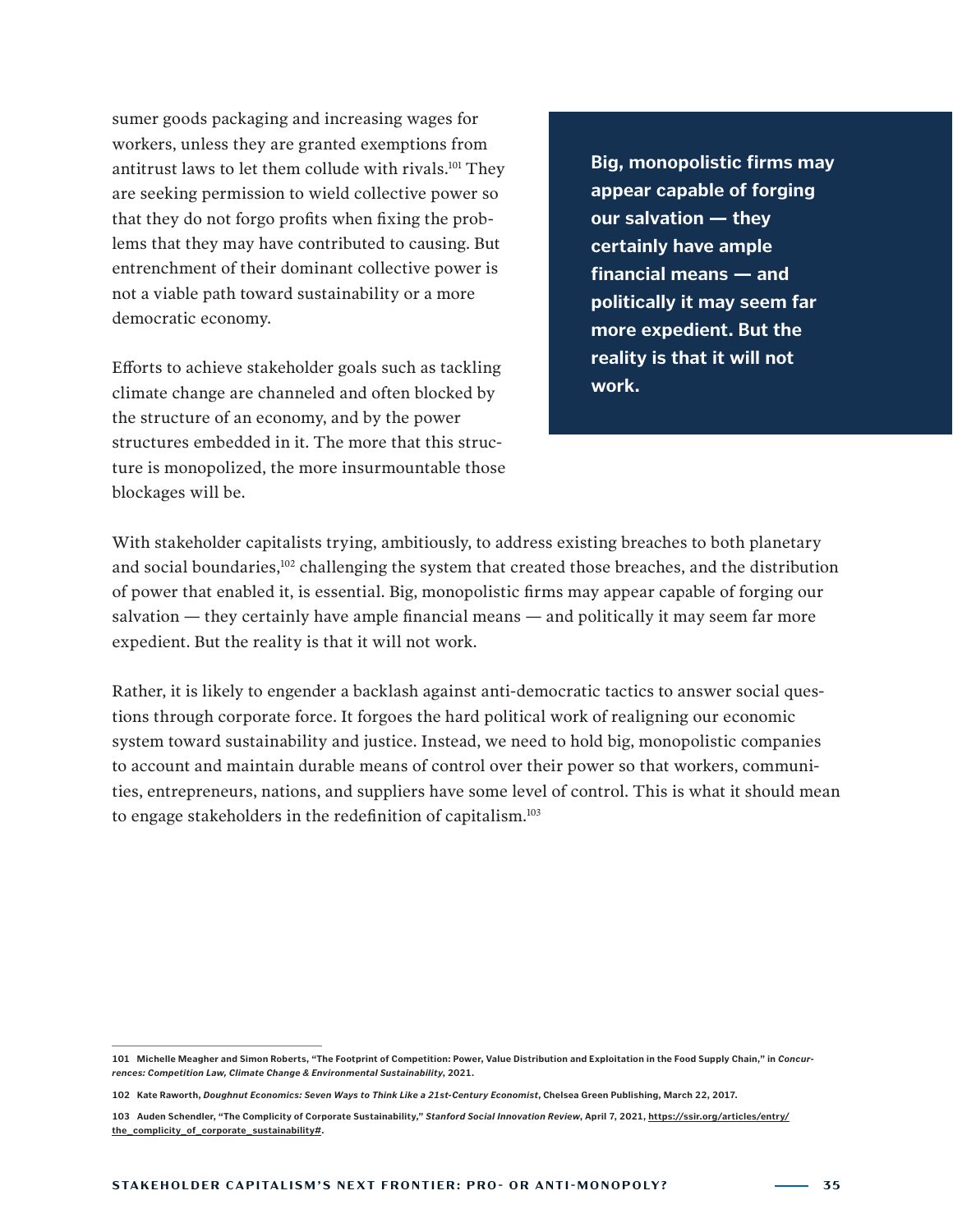sumer goods packaging and increasing wages for workers, unless they are granted exemptions from antitrust laws to let them collude with rivals.[101] They are seeking permission to wield collective power so that they do not forgo profits when fixing the problems that they may have contributed to causing. But entrenchment of their dominant collective power is not a viable path toward sustainability or a more democratic economy.

Efforts to achieve stakeholder goals such as tackling climate change are channeled and often blocked by the structure of an economy, and by the power structures embedded in it. The more that this structure is monopolized, the more insurmountable those blockages will be.

> **Big, monopolistic firms may appear capable of forging our salvation — they certainly have ample financial means — and politically it may seem far more expedient. But the reality is that it will not work.**

With stakeholder capitalists trying, ambitiously, to address existing breaches to both planetary and social boundaries,[102] challenging the system that created those breaches, and the distribution of power that enabled it, is essential. Big, monopolistic firms may appear capable of forging our salvation — they certainly have ample financial means — and politically it may seem far more expedient. But the reality is that it will not work.

Rather, it is likely to engender a backlash against anti-democratic tactics to answer social questions through corporate force. It forgoes the hard political work of realigning our economic system toward sustainability and justice. Instead, we need to hold big, monopolistic companies to account and maintain durable means of control over their power so that workers, communities, entrepreneurs, nations, and suppliers have some level of control. This is what it should mean to engage stakeholders in the redefinition of capitalism.[103]

---

**101** Michelle Meagher and Simon Roberts, "The Footprint of Competition: Power, Value Distribution and Exploitation in the Food Supply Chain," in *Concurrences: Competition Law, Climate Change & Environmental Sustainability*, 2021.

**102** Kate Raworth, *Doughnut Economics: Seven Ways to Think Like a 21st-Century Economist*, Chelsea Green Publishing, March 22, 2017.

**103** Auden Schendler, "The Complicity of Corporate Sustainability," *Stanford Social Innovation Review*, April 7, 2021, https://ssir.org/articles/entry/the_complicity_of_corporate_sustainability#.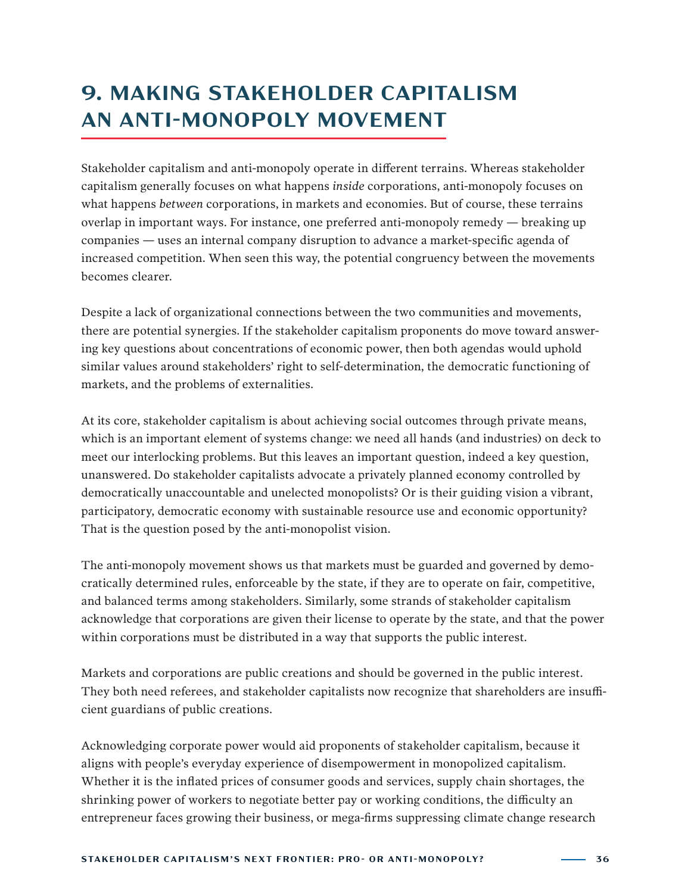# 9. MAKING STAKEHOLDER CAPITALISM AN ANTI-MONOPOLY MOVEMENT

Stakeholder capitalism and anti-monopoly operate in different terrains. Whereas stakeholder capitalism generally focuses on what happens *inside* corporations, anti-monopoly focuses on what happens *between* corporations, in markets and economies. But of course, these terrains overlap in important ways. For instance, one preferred anti-monopoly remedy — breaking up companies — uses an internal company disruption to advance a market-specific agenda of increased competition. When seen this way, the potential congruency between the movements becomes clearer.

Despite a lack of organizational connections between the two communities and movements, there are potential synergies. If the stakeholder capitalism proponents do move toward answering key questions about concentrations of economic power, then both agendas would uphold similar values around stakeholders' right to self-determination, the democratic functioning of markets, and the problems of externalities.

At its core, stakeholder capitalism is about achieving social outcomes through private means, which is an important element of systems change: we need all hands (and industries) on deck to meet our interlocking problems. But this leaves an important question, indeed a key question, unanswered. Do stakeholder capitalists advocate a privately planned economy controlled by democratically unaccountable and unelected monopolists? Or is their guiding vision a vibrant, participatory, democratic economy with sustainable resource use and economic opportunity? That is the question posed by the anti-monopolist vision.

The anti-monopoly movement shows us that markets must be guarded and governed by democratically determined rules, enforceable by the state, if they are to operate on fair, competitive, and balanced terms among stakeholders. Similarly, some strands of stakeholder capitalism acknowledge that corporations are given their license to operate by the state, and that the power within corporations must be distributed in a way that supports the public interest.

Markets and corporations are public creations and should be governed in the public interest. They both need referees, and stakeholder capitalists now recognize that shareholders are insufficient guardians of public creations.

Acknowledging corporate power would aid proponents of stakeholder capitalism, because it aligns with people's everyday experience of disempowerment in monopolized capitalism. Whether it is the inflated prices of consumer goods and services, supply chain shortages, the shrinking power of workers to negotiate better pay or working conditions, the difficulty an entrepreneur faces growing their business, or mega-firms suppressing climate change research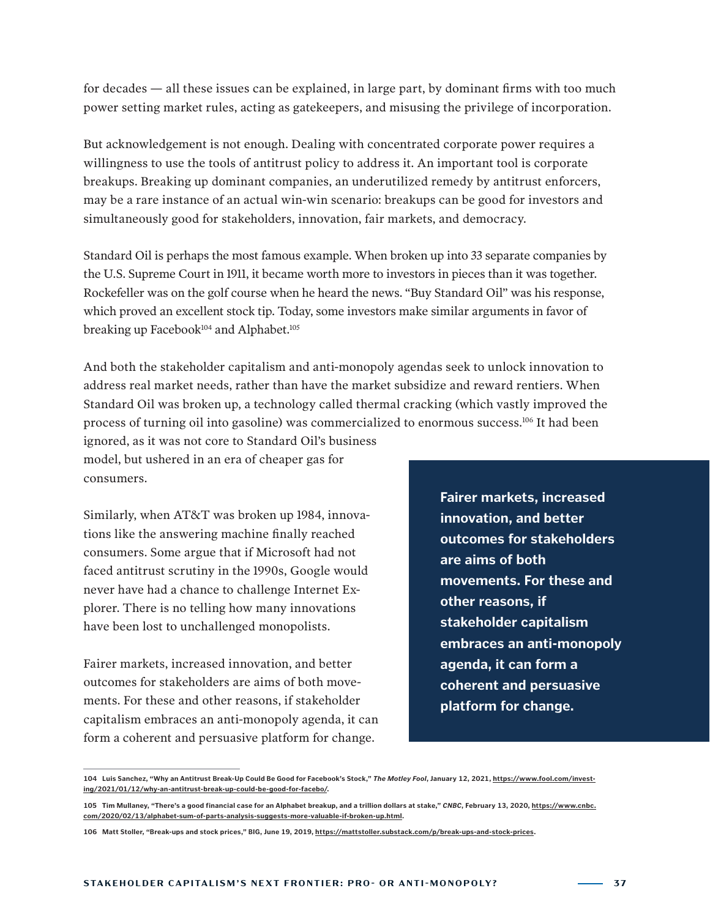for decades — all these issues can be explained, in large part, by dominant firms with too much power setting market rules, acting as gatekeepers, and misusing the privilege of incorporation.

But acknowledgement is not enough. Dealing with concentrated corporate power requires a willingness to use the tools of antitrust policy to address it. An important tool is corporate breakups. Breaking up dominant companies, an underutilized remedy by antitrust enforcers, may be a rare instance of an actual win-win scenario: breakups can be good for investors and simultaneously good for stakeholders, innovation, fair markets, and democracy.

Standard Oil is perhaps the most famous example. When broken up into 33 separate companies by the U.S. Supreme Court in 1911, it became worth more to investors in pieces than it was together. Rockefeller was on the golf course when he heard the news. "Buy Standard Oil" was his response, which proved an excellent stock tip. Today, some investors make similar arguments in favor of breaking up Facebook[104] and Alphabet.[105]

And both the stakeholder capitalism and anti-monopoly agendas seek to unlock innovation to address real market needs, rather than have the market subsidize and reward rentiers. When Standard Oil was broken up, a technology called thermal cracking (which vastly improved the process of turning oil into gasoline) was commercialized to enormous success.[106] It had been ignored, as it was not core to Standard Oil's business model, but ushered in an era of cheaper gas for consumers.

Similarly, when AT&T was broken up 1984, innovations like the answering machine finally reached consumers. Some argue that if Microsoft had not faced antitrust scrutiny in the 1990s, Google would never have had a chance to challenge Internet Explorer. There is no telling how many innovations have been lost to unchallenged monopolists.

Fairer markets, increased innovation, and better outcomes for stakeholders are aims of both movements. For these and other reasons, if stakeholder capitalism embraces an anti-monopoly agenda, it can form a coherent and persuasive platform for change.

**Fairer markets, increased innovation, and better outcomes for stakeholders are aims of both movements. For these and other reasons, if stakeholder capitalism embraces an anti-monopoly agenda, it can form a coherent and persuasive platform for change.**

---

104 Luis Sanchez, "Why an Antitrust Break-Up Could Be Good for Facebook's Stock," *The Motley Fool*, January 12, 2021, https://www.fool.com/investing/2021/01/12/why-an-antitrust-break-up-could-be-good-for-facebo/.

105 Tim Mullaney, "There's a good financial case for an Alphabet breakup, and a trillion dollars at stake," *CNBC*, February 13, 2020, https://www.cnbc.com/2020/02/13/alphabet-sum-of-parts-analysis-suggests-more-valuable-if-broken-up.html.

106 Matt Stoller, "Break-ups and stock prices," BIG, June 19, 2019, https://mattstoller.substack.com/p/break-ups-and-stock-prices.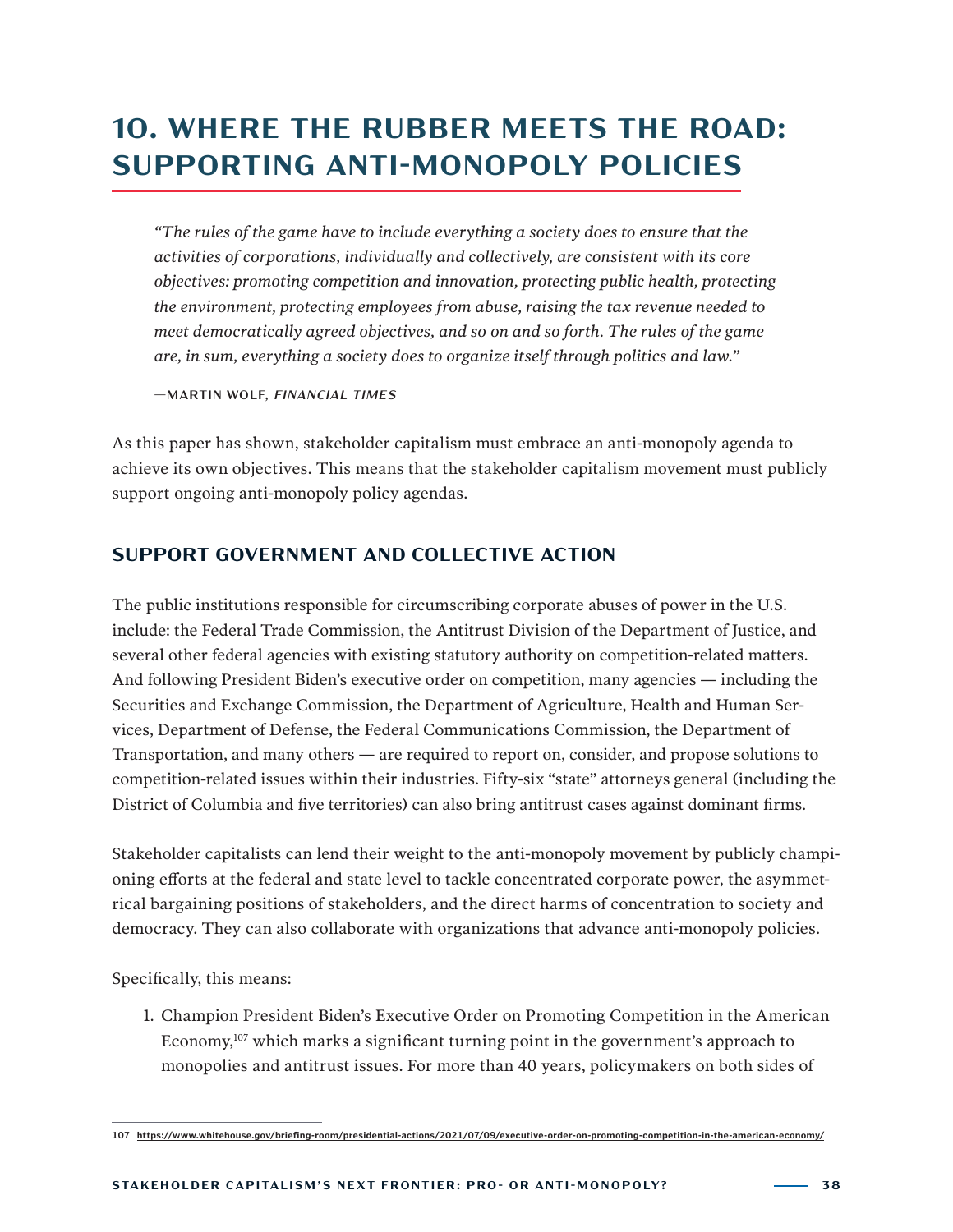# 10. WHERE THE RUBBER MEETS THE ROAD: SUPPORTING ANTI-MONOPOLY POLICIES

> *"The rules of the game have to include everything a society does to ensure that the activities of corporations, individually and collectively, are consistent with its core objectives: promoting competition and innovation, protecting public health, protecting the environment, protecting employees from abuse, raising the tax revenue needed to meet democratically agreed objectives, and so on and so forth. The rules of the game are, in sum, everything a society does to organize itself through politics and law."*
>
> —MARTIN WOLF, *FINANCIAL TIMES*

As this paper has shown, stakeholder capitalism must embrace an anti-monopoly agenda to achieve its own objectives. This means that the stakeholder capitalism movement must publicly support ongoing anti-monopoly policy agendas.

## SUPPORT GOVERNMENT AND COLLECTIVE ACTION

The public institutions responsible for circumscribing corporate abuses of power in the U.S. include: the Federal Trade Commission, the Antitrust Division of the Department of Justice, and several other federal agencies with existing statutory authority on competition-related matters. And following President Biden's executive order on competition, many agencies — including the Securities and Exchange Commission, the Department of Agriculture, Health and Human Services, Department of Defense, the Federal Communications Commission, the Department of Transportation, and many others — are required to report on, consider, and propose solutions to competition-related issues within their industries. Fifty-six "state" attorneys general (including the District of Columbia and five territories) can also bring antitrust cases against dominant firms.

Stakeholder capitalists can lend their weight to the anti-monopoly movement by publicly championing efforts at the federal and state level to tackle concentrated corporate power, the asymmetrical bargaining positions of stakeholders, and the direct harms of concentration to society and democracy. They can also collaborate with organizations that advance anti-monopoly policies.

Specifically, this means:

1. Champion President Biden's Executive Order on Promoting Competition in the American Economy,[107] which marks a significant turning point in the government's approach to monopolies and antitrust issues. For more than 40 years, policymakers on both sides of

---

107 https://www.whitehouse.gov/briefing-room/presidential-actions/2021/07/09/executive-order-on-promoting-competition-in-the-american-economy/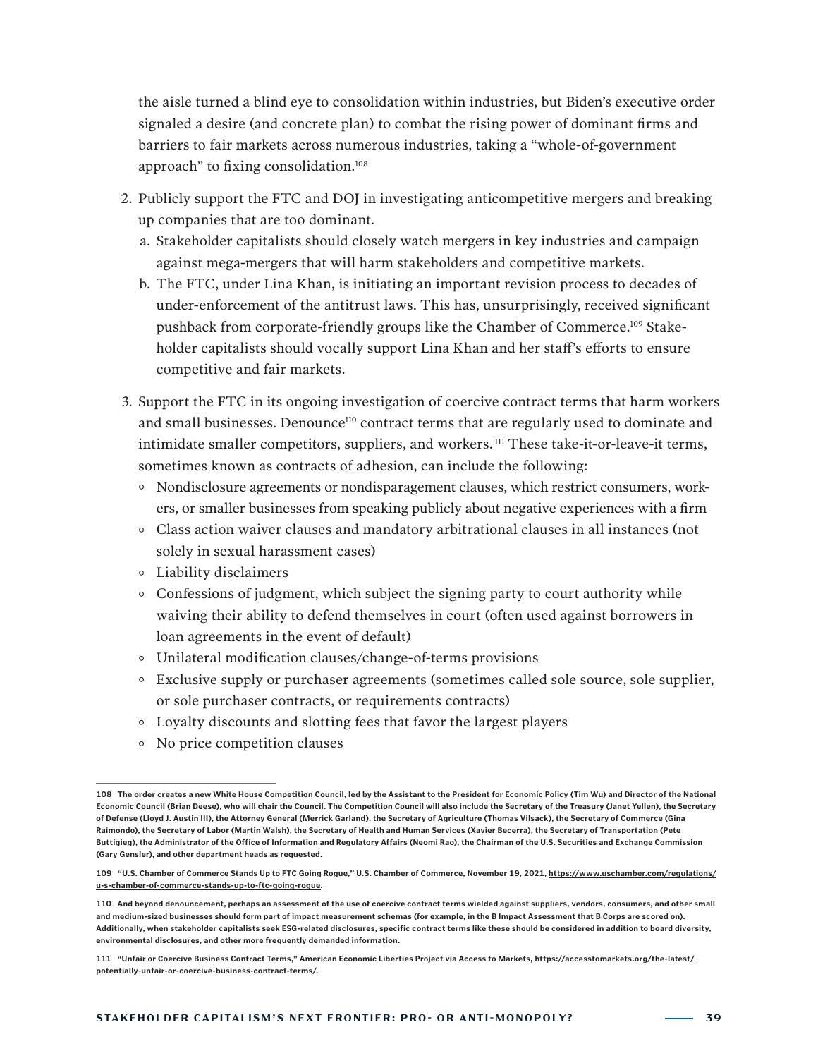the aisle turned a blind eye to consolidation within industries, but Biden's executive order signaled a desire (and concrete plan) to combat the rising power of dominant firms and barriers to fair markets across numerous industries, taking a "whole-of-government approach" to fixing consolidation.[108]

2. Publicly support the FTC and DOJ in investigating anticompetitive mergers and breaking up companies that are too dominant.
   a. Stakeholder capitalists should closely watch mergers in key industries and campaign against mega-mergers that will harm stakeholders and competitive markets.
   b. The FTC, under Lina Khan, is initiating an important revision process to decades of under-enforcement of the antitrust laws. This has, unsurprisingly, received significant pushback from corporate-friendly groups like the Chamber of Commerce.[109] Stakeholder capitalists should vocally support Lina Khan and her staff's efforts to ensure competitive and fair markets.

3. Support the FTC in its ongoing investigation of coercive contract terms that harm workers and small businesses. Denounce[110] contract terms that are regularly used to dominate and intimidate smaller competitors, suppliers, and workers.[111] These take-it-or-leave-it terms, sometimes known as contracts of adhesion, can include the following:
   - Nondisclosure agreements or nondisparagement clauses, which restrict consumers, workers, or smaller businesses from speaking publicly about negative experiences with a firm
   - Class action waiver clauses and mandatory arbitrational clauses in all instances (not solely in sexual harassment cases)
   - Liability disclaimers
   - Confessions of judgment, which subject the signing party to court authority while waiving their ability to defend themselves in court (often used against borrowers in loan agreements in the event of default)
   - Unilateral modification clauses/change-of-terms provisions
   - Exclusive supply or purchaser agreements (sometimes called sole source, sole supplier, or sole purchaser contracts, or requirements contracts)
   - Loyalty discounts and slotting fees that favor the largest players
   - No price competition clauses

---

**108 The order creates a new White House Competition Council, led by the Assistant to the President for Economic Policy (Tim Wu) and Director of the National Economic Council (Brian Deese), who will chair the Council. The Competition Council will also include the Secretary of the Treasury (Janet Yellen), the Secretary of Defense (Lloyd J. Austin III), the Attorney General (Merrick Garland), the Secretary of Agriculture (Thomas Vilsack), the Secretary of Commerce (Gina Raimondo), the Secretary of Labor (Martin Walsh), the Secretary of Health and Human Services (Xavier Becerra), the Secretary of Transportation (Pete Buttigieg), the Administrator of the Office of Information and Regulatory Affairs (Neomi Rao), the Chairman of the U.S. Securities and Exchange Commission (Gary Gensler), and other department heads as requested.**

**109 "U.S. Chamber of Commerce Stands Up to FTC Going Rogue," U.S. Chamber of Commerce, November 19, 2021, https://www.uschamber.com/regulations/u-s-chamber-of-commerce-stands-up-to-ftc-going-rogue.**

**110 And beyond denouncement, perhaps an assessment of the use of coercive contract terms wielded against suppliers, vendors, consumers, and other small and medium-sized businesses should form part of impact measurement schemas (for example, in the B Impact Assessment that B Corps are scored on). Additionally, when stakeholder capitalists seek ESG-related disclosures, specific contract terms like these should be considered in addition to board diversity, environmental disclosures, and other more frequently demanded information.**

**111 "Unfair or Coercive Business Contract Terms," American Economic Liberties Project via Access to Markets, https://accesstomarkets.org/the-latest/potentially-unfair-or-coercive-business-contract-terms/.**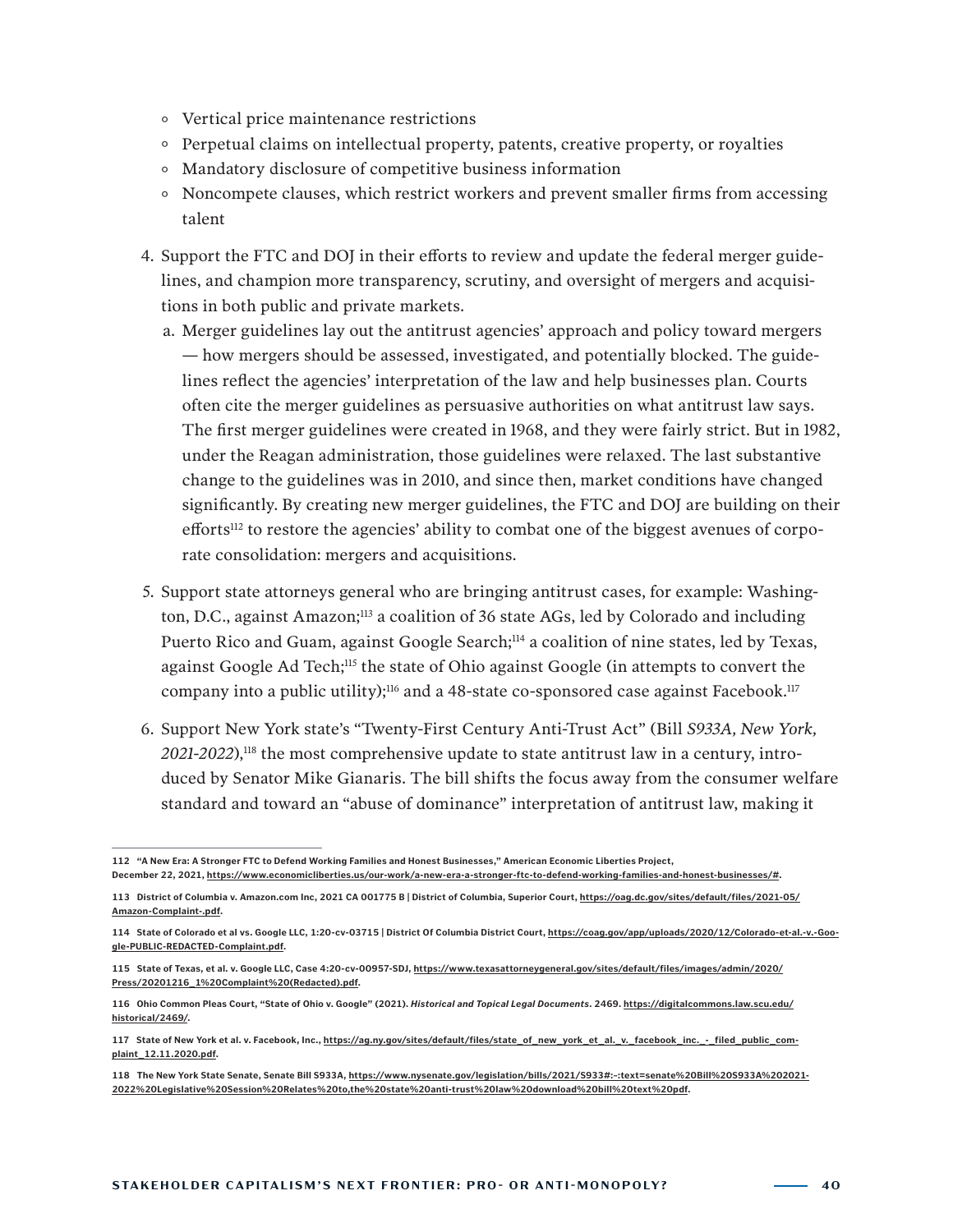- Vertical price maintenance restrictions
- Perpetual claims on intellectual property, patents, creative property, or royalties
- Mandatory disclosure of competitive business information
- Noncompete clauses, which restrict workers and prevent smaller firms from accessing talent

4. Support the FTC and DOJ in their efforts to review and update the federal merger guidelines, and champion more transparency, scrutiny, and oversight of mergers and acquisitions in both public and private markets.
   a. Merger guidelines lay out the antitrust agencies' approach and policy toward mergers — how mergers should be assessed, investigated, and potentially blocked. The guidelines reflect the agencies' interpretation of the law and help businesses plan. Courts often cite the merger guidelines as persuasive authorities on what antitrust law says. The first merger guidelines were created in 1968, and they were fairly strict. But in 1982, under the Reagan administration, those guidelines were relaxed. The last substantive change to the guidelines was in 2010, and since then, market conditions have changed significantly. By creating new merger guidelines, the FTC and DOJ are building on their efforts[112] to restore the agencies' ability to combat one of the biggest avenues of corporate consolidation: mergers and acquisitions.

5. Support state attorneys general who are bringing antitrust cases, for example: Washington, D.C., against Amazon;[113] a coalition of 36 state AGs, led by Colorado and including Puerto Rico and Guam, against Google Search;[114] a coalition of nine states, led by Texas, against Google Ad Tech;[115] the state of Ohio against Google (in attempts to convert the company into a public utility);[116] and a 48-state co-sponsored case against Facebook.[117]

6. Support New York state's "Twenty-First Century Anti-Trust Act" (Bill *S933A, New York, 2021-2022*),[118] the most comprehensive update to state antitrust law in a century, introduced by Senator Mike Gianaris. The bill shifts the focus away from the consumer welfare standard and toward an "abuse of dominance" interpretation of antitrust law, making it

---

112 "A New Era: A Stronger FTC to Defend Working Families and Honest Businesses," American Economic Liberties Project, December 22, 2021, https://www.economicliberties.us/our-work/a-new-era-a-stronger-ftc-to-defend-working-families-and-honest-businesses/#.

113 District of Columbia v. Amazon.com Inc, 2021 CA 001775 B | District of Columbia, Superior Court, https://oag.dc.gov/sites/default/files/2021-05/Amazon-Complaint-.pdf.

114 State of Colorado et al vs. Google LLC, 1:20-cv-03715 | District Of Columbia District Court, https://coag.gov/app/uploads/2020/12/Colorado-et-al.-v.-Google-PUBLIC-REDACTED-Complaint.pdf.

115 State of Texas, et al. v. Google LLC, Case 4:20-cv-00957-SDJ, https://www.texasattorneygeneral.gov/sites/default/files/images/admin/2020/Press/20201216_1%20Complaint%20(Redacted).pdf.

116 Ohio Common Pleas Court, "State of Ohio v. Google" (2021). *Historical and Topical Legal Documents*. 2469. https://digitalcommons.law.scu.edu/historical/2469/.

117 State of New York et al. v. Facebook, Inc., https://ag.ny.gov/sites/default/files/state_of_new_york_et_al._v._facebook_inc._-_filed_public_complaint_12.11.2020.pdf.

118 The New York State Senate, Senate Bill S933A, https://www.nysenate.gov/legislation/bills/2021/S933#:~:text=senate%20Bill%20S933A%202021-2022%20Legislative%20Session%20Relates%20to,the%20state%20anti-trust%20law%20download%20bill%20text%20pdf.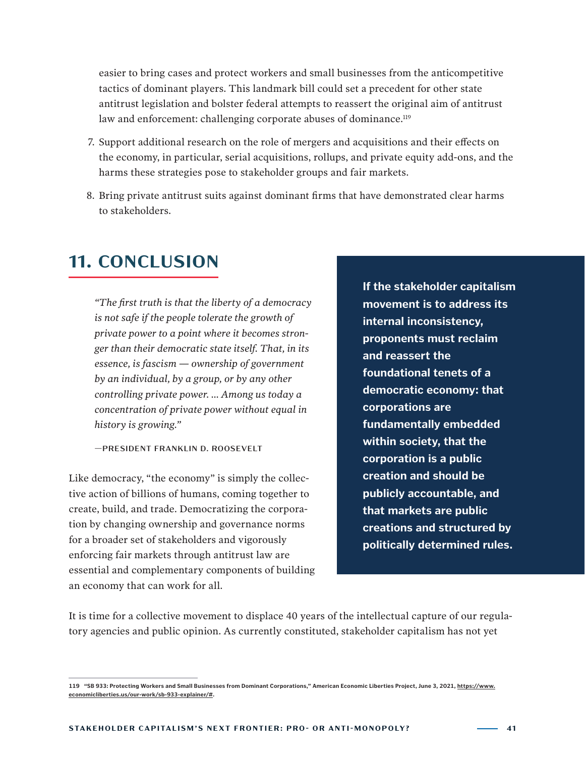easier to bring cases and protect workers and small businesses from the anticompetitive tactics of dominant players. This landmark bill could set a precedent for other state antitrust legislation and bolster federal attempts to reassert the original aim of antitrust law and enforcement: challenging corporate abuses of dominance.[119]

7. Support additional research on the role of mergers and acquisitions and their effects on the economy, in particular, serial acquisitions, rollups, and private equity add-ons, and the harms these strategies pose to stakeholder groups and fair markets.

8. Bring private antitrust suits against dominant firms that have demonstrated clear harms to stakeholders.

## 11. CONCLUSION

> *"The first truth is that the liberty of a democracy is not safe if the people tolerate the growth of private power to a point where it becomes stronger than their democratic state itself. That, in its essence, is fascism — ownership of government by an individual, by a group, or by any other controlling private power. ... Among us today a concentration of private power without equal in history is growing."*
>
> —PRESIDENT FRANKLIN D. ROOSEVELT

Like democracy, "the economy" is simply the collective action of billions of humans, coming together to create, build, and trade. Democratizing the corporation by changing ownership and governance norms for a broader set of stakeholders and vigorously enforcing fair markets through antitrust law are essential and complementary components of building an economy that can work for all.

**If the stakeholder capitalism movement is to address its internal inconsistency, proponents must reclaim and reassert the foundational tenets of a democratic economy: that corporations are fundamentally embedded within society, that the corporation is a public creation and should be publicly accountable, and that markets are public creations and structured by politically determined rules.**

It is time for a collective movement to displace 40 years of the intellectual capture of our regulatory agencies and public opinion. As currently constituted, stakeholder capitalism has not yet

119 "SB 933: Protecting Workers and Small Businesses from Dominant Corporations," American Economic Liberties Project, June 3, 2021, https://www.economicliberties.us/our-work/sb-933-explainer/#.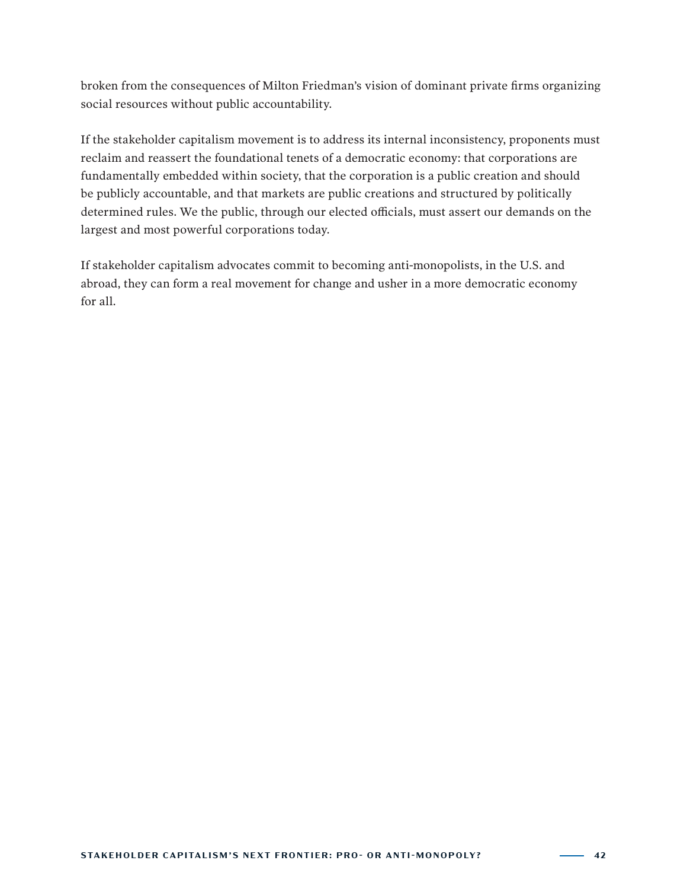broken from the consequences of Milton Friedman's vision of dominant private firms organizing social resources without public accountability.

If the stakeholder capitalism movement is to address its internal inconsistency, proponents must reclaim and reassert the foundational tenets of a democratic economy: that corporations are fundamentally embedded within society, that the corporation is a public creation and should be publicly accountable, and that markets are public creations and structured by politically determined rules. We the public, through our elected officials, must assert our demands on the largest and most powerful corporations today.

If stakeholder capitalism advocates commit to becoming anti-monopolists, in the U.S. and abroad, they can form a real movement for change and usher in a more democratic economy for all.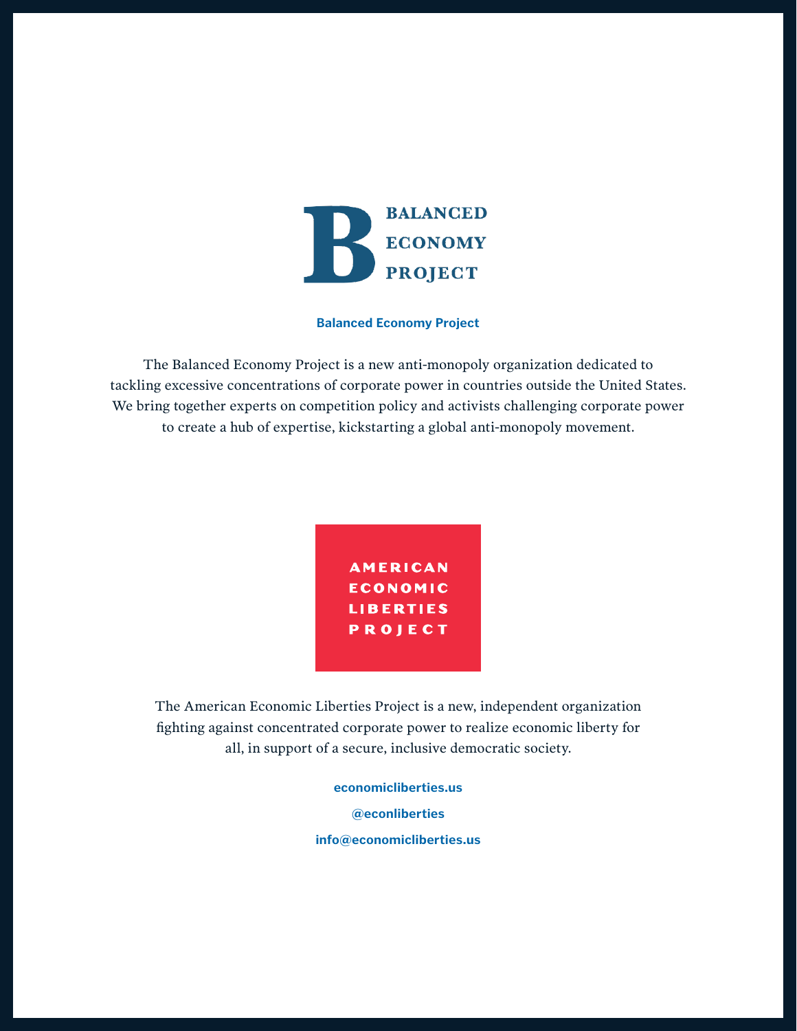BALANCED ECONOMY PROJECT

**Balanced Economy Project**

The Balanced Economy Project is a new anti-monopoly organization dedicated to tackling excessive concentrations of corporate power in countries outside the United States. We bring together experts on competition policy and activists challenging corporate power to create a hub of expertise, kickstarting a global anti-monopoly movement.

AMERICAN ECONOMIC LIBERTIES PROJECT

The American Economic Liberties Project is a new, independent organization fighting against concentrated corporate power to realize economic liberty for all, in support of a secure, inclusive democratic society.

**economicliberties.us**

**@econliberties**

**info@economicliberties.us**